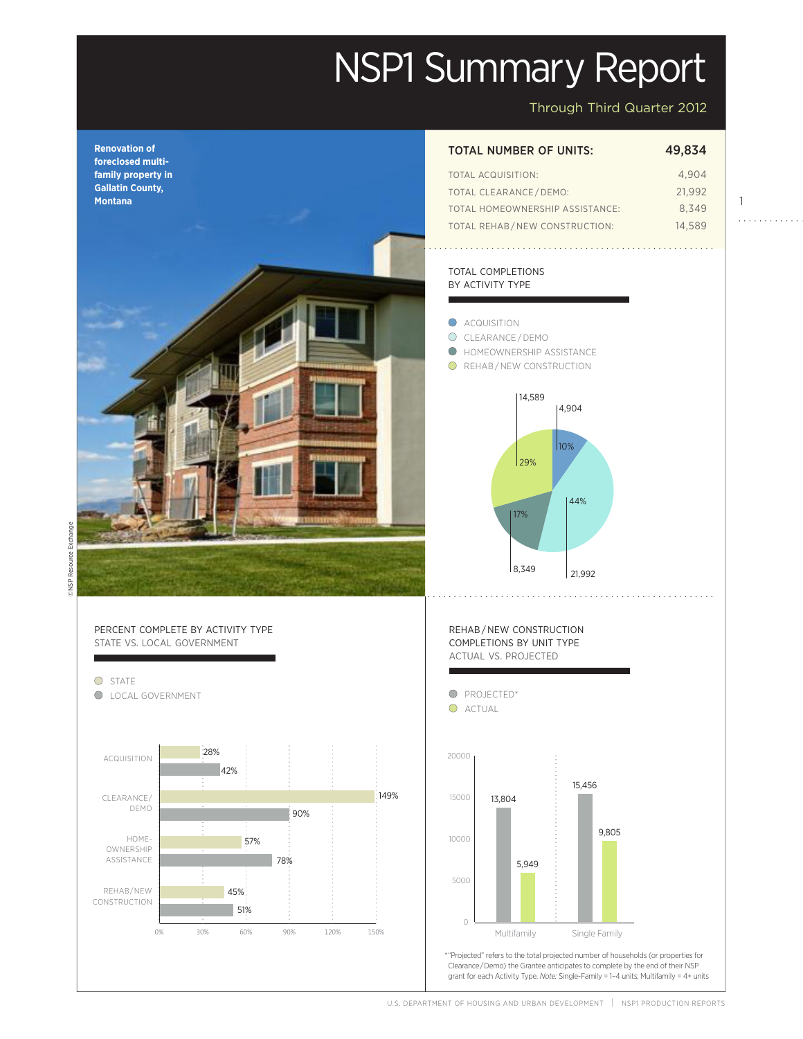# NSP1 Summary Report

Through Third Quarter 2012

Renovation of foreclosed multi-family property in Gallatin County, Montana

©NSP Resource Exchange

| TOTAL NUMBER OF UNITS: | 49,834 |
|---|---|
| TOTAL ACQUISITION: | 4,904 |
| TOTAL CLEARANCE/DEMO: | 21,992 |
| TOTAL HOMEOWNERSHIP ASSISTANCE: | 8,349 |
| TOTAL REHAB/NEW CONSTRUCTION: | 14,589 |

## TOTAL COMPLETIONS BY ACTIVITY TYPE

| Activity | Units | Percent |
|---|---|---|
| ACQUISITION | 4,904 | 10% |
| CLEARANCE/DEMO | 21,992 | 44% |
| HOMEOWNERSHIP ASSISTANCE | 8,349 | 17% |
| REHAB/NEW CONSTRUCTION | 14,589 | 29% |

## PERCENT COMPLETE BY ACTIVITY TYPE STATE VS. LOCAL GOVERNMENT

| Activity | State | Local Government |
|---|---|---|
| ACQUISITION | 28% | 42% |
| CLEARANCE/DEMO | 149% | 90% |
| HOMEOWNERSHIP ASSISTANCE | 57% | 78% |
| REHAB/NEW CONSTRUCTION | 45% | 51% |

## REHAB/NEW CONSTRUCTION COMPLETIONS BY UNIT TYPE ACTUAL VS. PROJECTED

| Unit Type | Projected* | Actual |
|---|---|---|
| Multifamily | 13,804 | 5,949 |
| Single Family | 15,456 | 9,805 |

*"Projected" refers to the total projected number of households (or properties for Clearance/Demo) the Grantee anticipates to complete by the end of their NSP grant for each Activity Type. *Note:* Single-Family = 1–4 units; Multifamily = 4+ units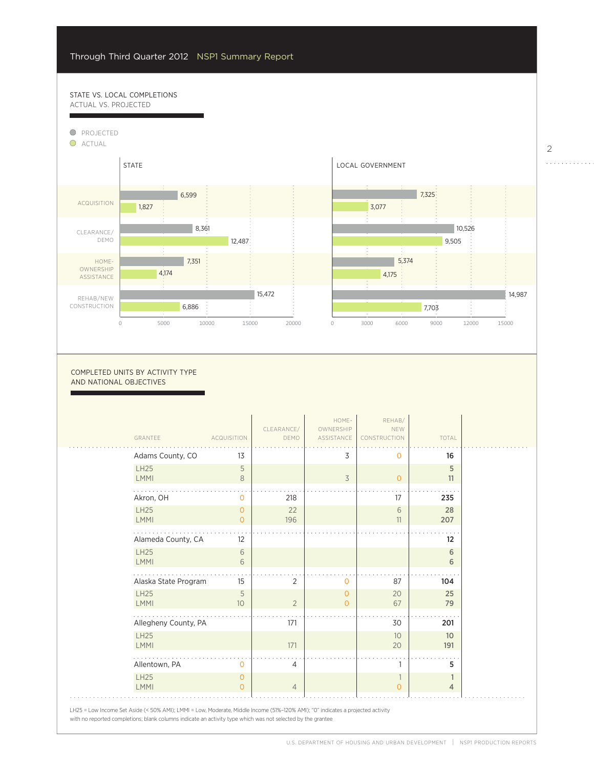## STATE VS. LOCAL COMPLETIONS
ACTUAL VS. PROJECTED

PROJECTED
ACTUAL

| | STATE Projected | STATE Actual | LOCAL GOVERNMENT Projected | LOCAL GOVERNMENT Actual |
|---|---|---|---|---|
| ACQUISITION | 6,599 | 1,827 | 7,325 | 3,077 |
| CLEARANCE/ DEMO | 8,361 | 12,487 | 10,526 | 9,505 |
| HOME-OWNERSHIP ASSISTANCE | 7,351 | 4,174 | 5,374 | 4,175 |
| REHAB/NEW CONSTRUCTION | 15,472 | 6,886 | 14,987 | 7,703 |

## COMPLETED UNITS BY ACTIVITY TYPE AND NATIONAL OBJECTIVES

| GRANTEE | ACQUISITION | CLEARANCE/ DEMO | HOME-OWNERSHIP ASSISTANCE | REHAB/ NEW CONSTRUCTION | TOTAL |
|---|---|---|---|---|---|
| Adams County, CO | 13 | | 3 | 0 | **16** |
| LH25 | 5 | | | | **5** |
| LMMI | 8 | | 3 | 0 | **11** |
| Akron, OH | 0 | 218 | | 17 | **235** |
| LH25 | 0 | 22 | | 6 | **28** |
| LMMI | 0 | 196 | | 11 | **207** |
| Alameda County, CA | 12 | | | | **12** |
| LH25 | 6 | | | | **6** |
| LMMI | 6 | | | | **6** |
| Alaska State Program | 15 | 2 | 0 | 87 | **104** |
| LH25 | 5 | | 0 | 20 | **25** |
| LMMI | 10 | 2 | 0 | 67 | **79** |
| Allegheny County, PA | | 171 | | 30 | **201** |
| LH25 | | | | 10 | **10** |
| LMMI | | 171 | | 20 | **191** |
| Allentown, PA | 0 | 4 | | 1 | **5** |
| LH25 | 0 | | | 1 | **1** |
| LMMI | 0 | 4 | | 0 | **4** |

LH25 = Low Income Set Aside (< 50% AMI); LMMI = Low, Moderate, Middle Income (51%–120% AMI); "0" indicates a projected activity with no reported completions; blank columns indicate an activity type which was not selected by the grantee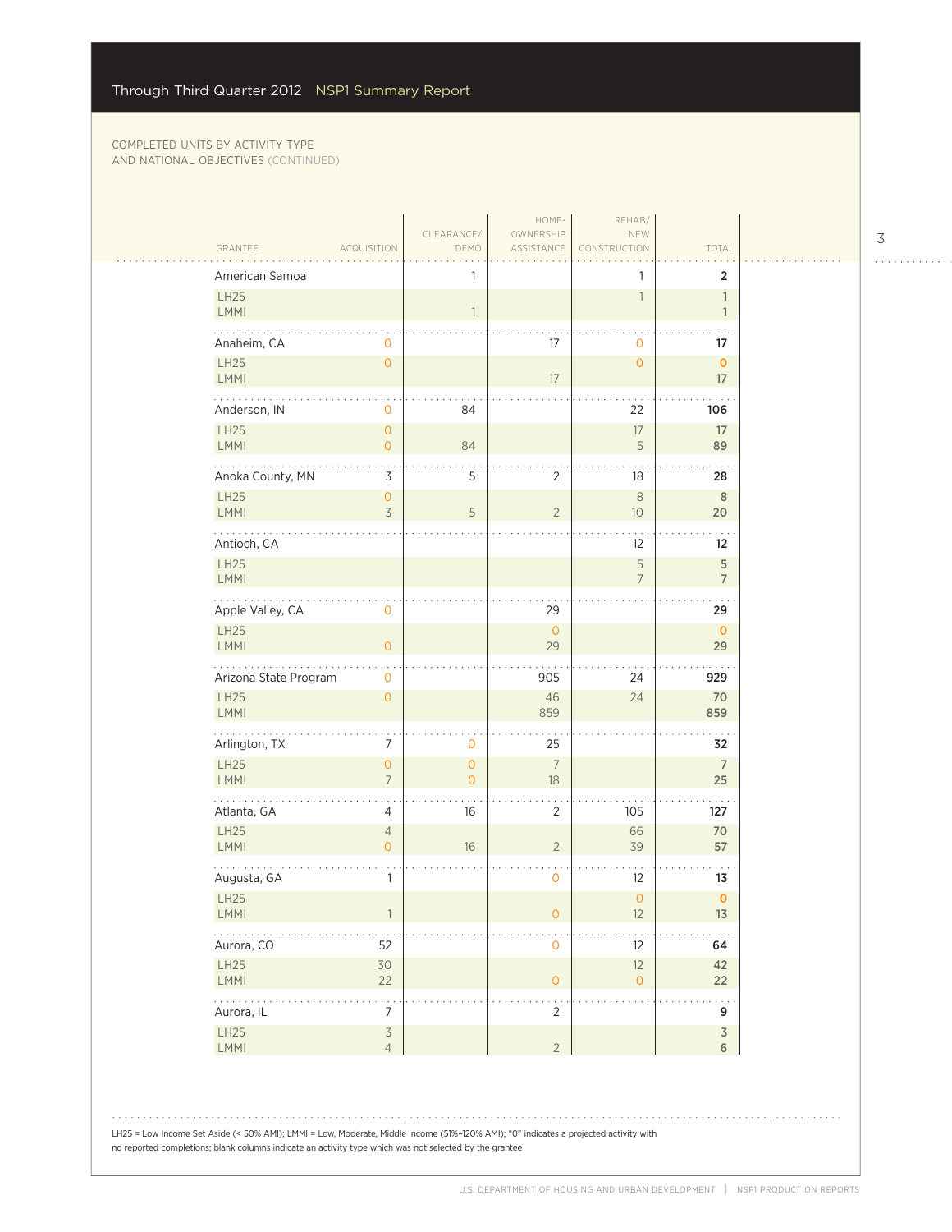COMPLETED UNITS BY ACTIVITY TYPE AND NATIONAL OBJECTIVES (CONTINUED)

| GRANTEE | ACQUISITION | CLEARANCE/ DEMO | HOME-OWNERSHIP ASSISTANCE | REHAB/ NEW CONSTRUCTION | TOTAL |
|---|---|---|---|---|---|
| American Samoa | | 1 | | 1 | **2** |
| LH25 | | | | 1 | **1** |
| LMMI | | 1 | | | **1** |
| Anaheim, CA | 0 | | 17 | 0 | **17** |
| LH25 | 0 | | | 0 | **0** |
| LMMI | | | 17 | | **17** |
| Anderson, IN | 0 | 84 | | 22 | **106** |
| LH25 | 0 | | | 17 | **17** |
| LMMI | 0 | 84 | | 5 | **89** |
| Anoka County, MN | 3 | 5 | 2 | 18 | **28** |
| LH25 | 0 | | | 8 | **8** |
| LMMI | 3 | 5 | 2 | 10 | **20** |
| Antioch, CA | | | | 12 | **12** |
| LH25 | | | | 5 | **5** |
| LMMI | | | | 7 | **7** |
| Apple Valley, CA | 0 | | 29 | | **29** |
| LH25 | | | 0 | | **0** |
| LMMI | 0 | | 29 | | **29** |
| Arizona State Program | 0 | | 905 | 24 | **929** |
| LH25 | 0 | | 46 | 24 | **70** |
| LMMI | | | 859 | | **859** |
| Arlington, TX | 7 | 0 | 25 | | **32** |
| LH25 | 0 | 0 | 7 | | **7** |
| LMMI | 7 | 0 | 18 | | **25** |
| Atlanta, GA | 4 | 16 | 2 | 105 | **127** |
| LH25 | 4 | | | 66 | **70** |
| LMMI | 0 | 16 | 2 | 39 | **57** |
| Augusta, GA | 1 | | 0 | 12 | **13** |
| LH25 | | | | 0 | **0** |
| LMMI | 1 | | 0 | 12 | **13** |
| Aurora, CO | 52 | | 0 | 12 | **64** |
| LH25 | 30 | | | 12 | **42** |
| LMMI | 22 | | 0 | 0 | **22** |
| Aurora, IL | 7 | | 2 | | **9** |
| LH25 | 3 | | | | **3** |
| LMMI | 4 | | 2 | | **6** |

LH25 = Low Income Set Aside (< 50% AMI); LMMI = Low, Moderate, Middle Income (51%–120% AMI); "0" indicates a projected activity with no reported completions; blank columns indicate an activity type which was not selected by the grantee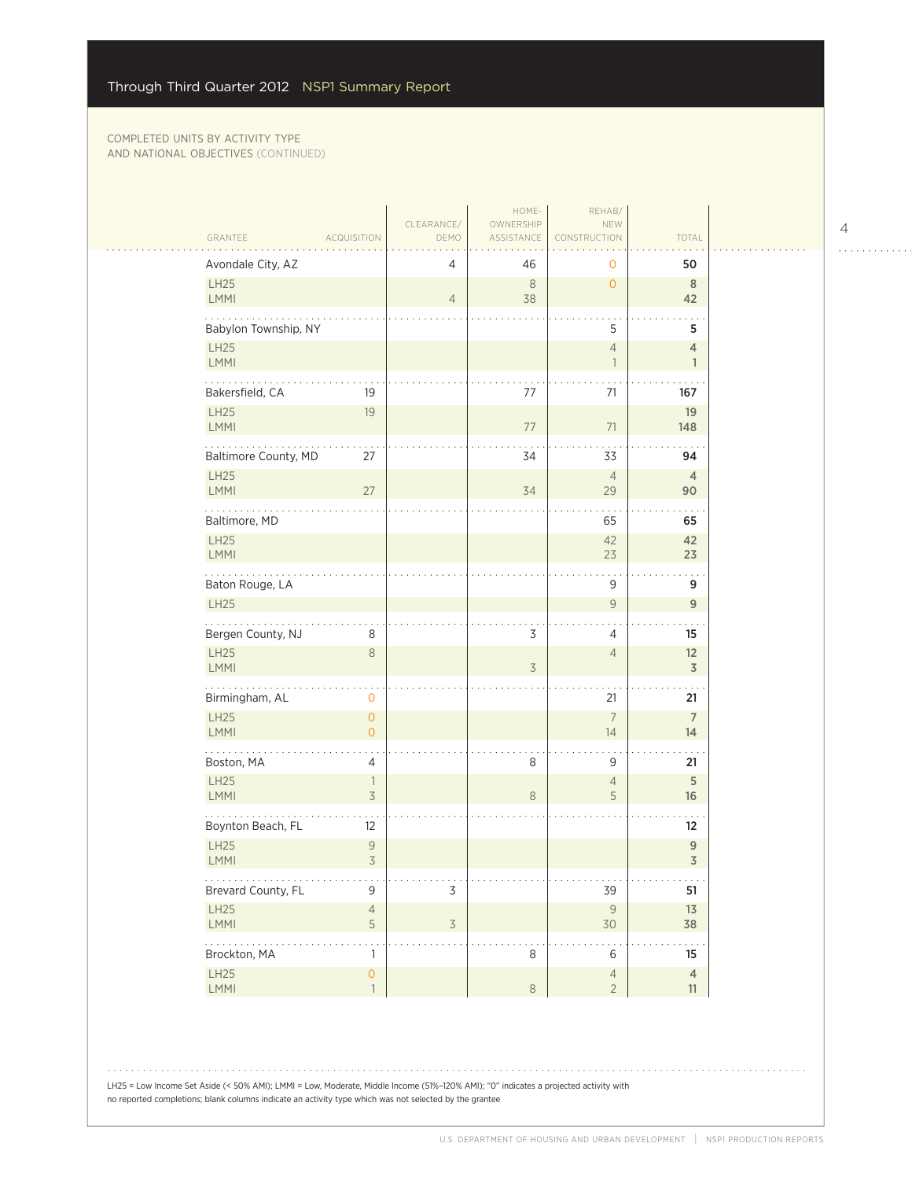Through Third Quarter 2012 NSP1 Summary Report

COMPLETED UNITS BY ACTIVITY TYPE AND NATIONAL OBJECTIVES (CONTINUED)

| GRANTEE | ACQUISITION | CLEARANCE/ DEMO | HOME-OWNERSHIP ASSISTANCE | REHAB/ NEW CONSTRUCTION | TOTAL |
|---|---|---|---|---|---|
| Avondale City, AZ | | 4 | 46 | 0 | 50 |
| LH25 | | | 8 | 0 | 8 |
| LMMI | | 4 | 38 | | 42 |
| Babylon Township, NY | | | | 5 | 5 |
| LH25 | | | | 4 | 4 |
| LMMI | | | | 1 | 1 |
| Bakersfield, CA | 19 | | 77 | 71 | 167 |
| LH25 | 19 | | | | 19 |
| LMMI | | | 77 | 71 | 148 |
| Baltimore County, MD | 27 | | 34 | 33 | 94 |
| LH25 | | | | 4 | 4 |
| LMMI | 27 | | 34 | 29 | 90 |
| Baltimore, MD | | | | 65 | 65 |
| LH25 | | | | 42 | 42 |
| LMMI | | | | 23 | 23 |
| Baton Rouge, LA | | | | 9 | 9 |
| LH25 | | | | 9 | 9 |
| Bergen County, NJ | 8 | | 3 | 4 | 15 |
| LH25 | 8 | | | 4 | 12 |
| LMMI | | | 3 | | 3 |
| Birmingham, AL | 0 | | | 21 | 21 |
| LH25 | 0 | | | 7 | 7 |
| LMMI | 0 | | | 14 | 14 |
| Boston, MA | 4 | | 8 | 9 | 21 |
| LH25 | 1 | | | 4 | 5 |
| LMMI | 3 | | 8 | 5 | 16 |
| Boynton Beach, FL | 12 | | | | 12 |
| LH25 | 9 | | | | 9 |
| LMMI | 3 | | | | 3 |
| Brevard County, FL | 9 | 3 | | 39 | 51 |
| LH25 | 4 | | | 9 | 13 |
| LMMI | 5 | 3 | | 30 | 38 |
| Brockton, MA | 1 | | 8 | 6 | 15 |
| LH25 | 0 | | | 4 | 4 |
| LMMI | 1 | | 8 | 2 | 11 |

LH25 = Low Income Set Aside (< 50% AMI); LMMI = Low, Moderate, Middle Income (51%–120% AMI); "0" indicates a projected activity with no reported completions; blank columns indicate an activity type which was not selected by the grantee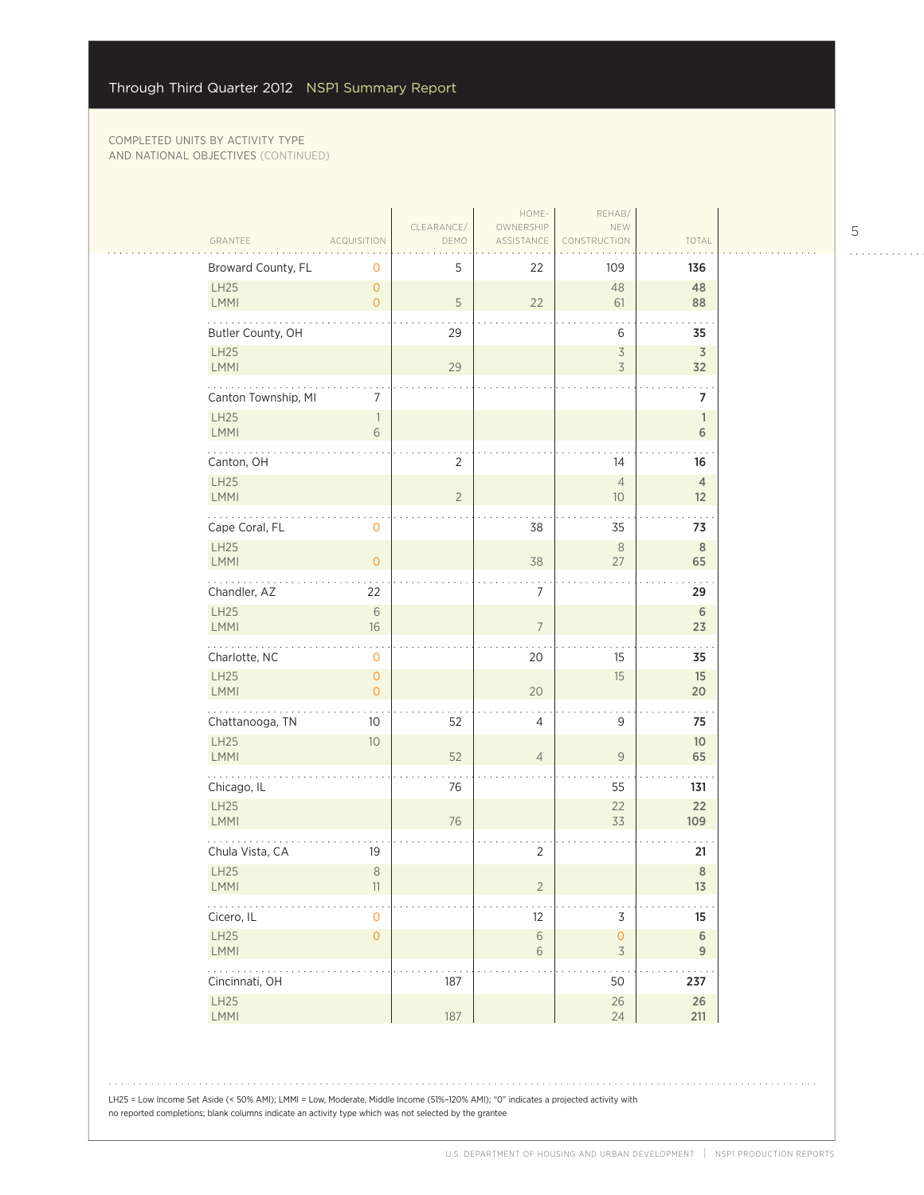COMPLETED UNITS BY ACTIVITY TYPE AND NATIONAL OBJECTIVES (CONTINUED)

| GRANTEE | ACQUISITION | CLEARANCE/ DEMO | HOME-OWNERSHIP ASSISTANCE | REHAB/ NEW CONSTRUCTION | TOTAL |
|---|---|---|---|---|---|
| Broward County, FL | 0 | 5 | 22 | 109 | **136** |
| LH25 | 0 | | | 48 | **48** |
| LMMI | 0 | 5 | 22 | 61 | **88** |
| Butler County, OH | | 29 | | 6 | **35** |
| LH25 | | | | 3 | **3** |
| LMMI | | 29 | | 3 | **32** |
| Canton Township, MI | 7 | | | | **7** |
| LH25 | 1 | | | | **1** |
| LMMI | 6 | | | | **6** |
| Canton, OH | | 2 | | 14 | **16** |
| LH25 | | | | 4 | **4** |
| LMMI | | 2 | | 10 | **12** |
| Cape Coral, FL | 0 | | 38 | 35 | **73** |
| LH25 | | | | 8 | **8** |
| LMMI | 0 | | 38 | 27 | **65** |
| Chandler, AZ | 22 | | 7 | | **29** |
| LH25 | 6 | | | | **6** |
| LMMI | 16 | | 7 | | **23** |
| Charlotte, NC | 0 | | 20 | 15 | **35** |
| LH25 | 0 | | | 15 | **15** |
| LMMI | 0 | | 20 | | **20** |
| Chattanooga, TN | 10 | 52 | 4 | 9 | **75** |
| LH25 | 10 | | | | **10** |
| LMMI | | 52 | 4 | 9 | **65** |
| Chicago, IL | | 76 | | 55 | **131** |
| LH25 | | | | 22 | **22** |
| LMMI | | 76 | | 33 | **109** |
| Chula Vista, CA | 19 | | 2 | | **21** |
| LH25 | 8 | | | | **8** |
| LMMI | 11 | | 2 | | **13** |
| Cicero, IL | 0 | | 12 | 3 | **15** |
| LH25 | 0 | | 6 | 0 | **6** |
| LMMI | | | 6 | 3 | **9** |
| Cincinnati, OH | | 187 | | 50 | **237** |
| LH25 | | | | 26 | **26** |
| LMMI | | 187 | | 24 | **211** |

LH25 = Low Income Set Aside (< 50% AMI); LMMI = Low, Moderate, Middle Income (51%–120% AMI); "0" indicates a projected activity with no reported completions; blank columns indicate an activity type which was not selected by the grantee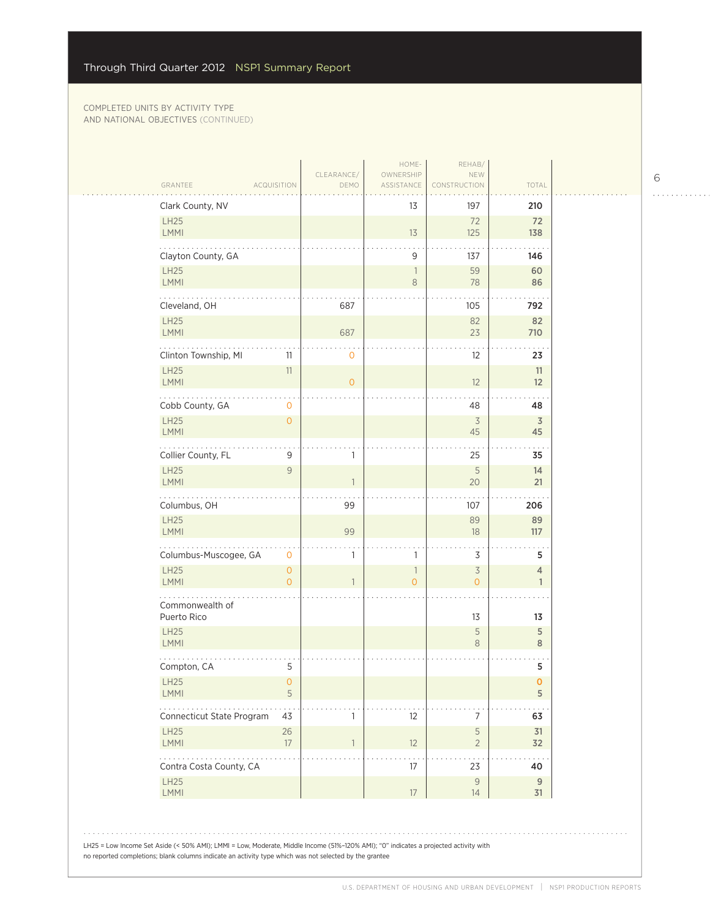COMPLETED UNITS BY ACTIVITY TYPE AND NATIONAL OBJECTIVES (CONTINUED)

| GRANTEE | ACQUISITION | CLEARANCE/ DEMO | HOME-OWNERSHIP ASSISTANCE | REHAB/ NEW CONSTRUCTION | TOTAL |
|---|---|---|---|---|---|
| **Clark County, NV** | | | 13 | 197 | **210** |
| LH25 | | | | 72 | **72** |
| LMMI | | | 13 | 125 | **138** |
| **Clayton County, GA** | | | 9 | 137 | **146** |
| LH25 | | | 1 | 59 | **60** |
| LMMI | | | 8 | 78 | **86** |
| **Cleveland, OH** | | 687 | | 105 | **792** |
| LH25 | | | | 82 | **82** |
| LMMI | | 687 | | 23 | **710** |
| **Clinton Township, MI** | 11 | 0 | | 12 | **23** |
| LH25 | 11 | | | | **11** |
| LMMI | | 0 | | 12 | **12** |
| **Cobb County, GA** | 0 | | | 48 | **48** |
| LH25 | 0 | | | 3 | **3** |
| LMMI | | | | 45 | **45** |
| **Collier County, FL** | 9 | 1 | | 25 | **35** |
| LH25 | 9 | | | 5 | **14** |
| LMMI | | 1 | | 20 | **21** |
| **Columbus, OH** | | 99 | | 107 | **206** |
| LH25 | | | | 89 | **89** |
| LMMI | | 99 | | 18 | **117** |
| **Columbus-Muscogee, GA** | 0 | 1 | 1 | 3 | **5** |
| LH25 | 0 | | 1 | 3 | **4** |
| LMMI | 0 | 1 | 0 | 0 | **1** |
| **Commonwealth of Puerto Rico** | | | | 13 | **13** |
| LH25 | | | | 5 | **5** |
| LMMI | | | | 8 | **8** |
| **Compton, CA** | 5 | | | | **5** |
| LH25 | 0 | | | | **0** |
| LMMI | 5 | | | | **5** |
| **Connecticut State Program** | 43 | 1 | 12 | 7 | **63** |
| LH25 | 26 | | | 5 | **31** |
| LMMI | 17 | 1 | 12 | 2 | **32** |
| **Contra Costa County, CA** | | | 17 | 23 | **40** |
| LH25 | | | | 9 | **9** |
| LMMI | | | 17 | 14 | **31** |

LH25 = Low Income Set Aside (< 50% AMI); LMMI = Low, Moderate, Middle Income (51%–120% AMI); "0" indicates a projected activity with no reported completions; blank columns indicate an activity type which was not selected by the grantee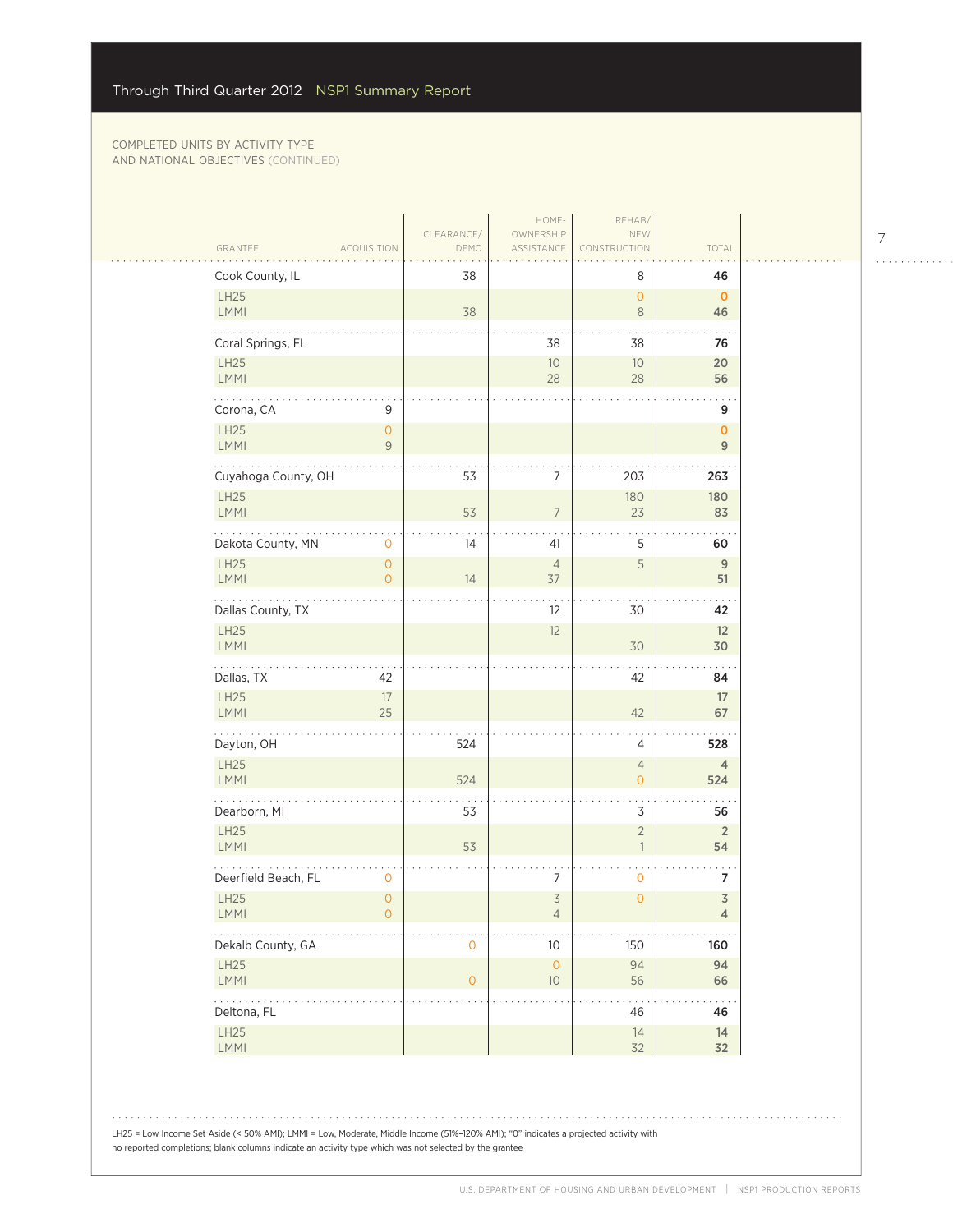COMPLETED UNITS BY ACTIVITY TYPE AND NATIONAL OBJECTIVES (CONTINUED)

| GRANTEE | ACQUISITION | CLEARANCE/ DEMO | HOME-OWNERSHIP ASSISTANCE | REHAB/ NEW CONSTRUCTION | TOTAL |
|---|---|---|---|---|---|
| Cook County, IL | | 38 | | 8 | **46** |
| LH25 | | | | 0 | **0** |
| LMMI | | 38 | | 8 | **46** |
| Coral Springs, FL | | | 38 | 38 | **76** |
| LH25 | | | 10 | 10 | **20** |
| LMMI | | | 28 | 28 | **56** |
| Corona, CA | 9 | | | | **9** |
| LH25 | 0 | | | | **0** |
| LMMI | 9 | | | | **9** |
| Cuyahoga County, OH | | 53 | 7 | 203 | **263** |
| LH25 | | | | 180 | **180** |
| LMMI | | 53 | 7 | 23 | **83** |
| Dakota County, MN | 0 | 14 | 41 | 5 | **60** |
| LH25 | 0 | | 4 | 5 | **9** |
| LMMI | 0 | 14 | 37 | | **51** |
| Dallas County, TX | | | 12 | 30 | **42** |
| LH25 | | | 12 | | **12** |
| LMMI | | | | 30 | **30** |
| Dallas, TX | 42 | | | 42 | **84** |
| LH25 | 17 | | | | **17** |
| LMMI | 25 | | | 42 | **67** |
| Dayton, OH | | 524 | | 4 | **528** |
| LH25 | | | | 4 | **4** |
| LMMI | | 524 | | 0 | **524** |
| Dearborn, MI | | 53 | | 3 | **56** |
| LH25 | | | | 2 | **2** |
| LMMI | | 53 | | 1 | **54** |
| Deerfield Beach, FL | 0 | | 7 | 0 | **7** |
| LH25 | 0 | | 3 | 0 | **3** |
| LMMI | 0 | | 4 | | **4** |
| Dekalb County, GA | | 0 | 10 | 150 | **160** |
| LH25 | | | 0 | 94 | **94** |
| LMMI | | 0 | 10 | 56 | **66** |
| Deltona, FL | | | | 46 | **46** |
| LH25 | | | | 14 | **14** |
| LMMI | | | | 32 | **32** |

LH25 = Low Income Set Aside (< 50% AMI); LMMI = Low, Moderate, Middle Income (51%–120% AMI); "0" indicates a projected activity with no reported completions; blank columns indicate an activity type which was not selected by the grantee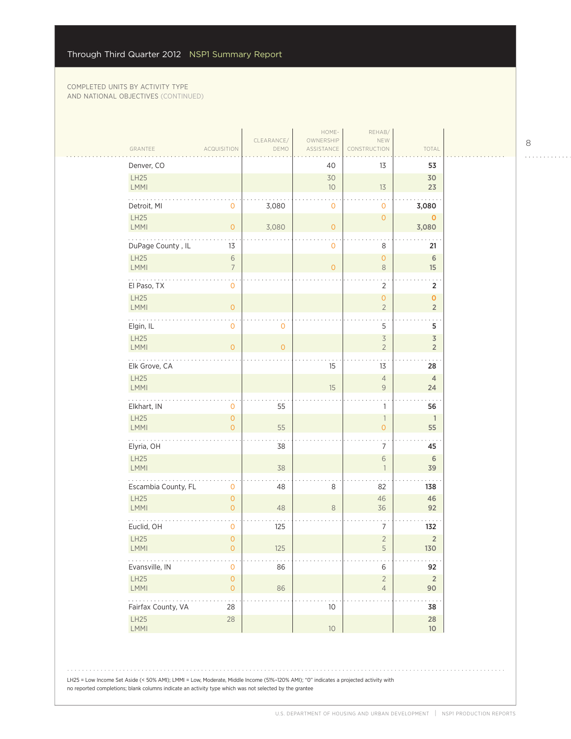COMPLETED UNITS BY ACTIVITY TYPE AND NATIONAL OBJECTIVES (CONTINUED)

| GRANTEE | ACQUISITION | CLEARANCE/ DEMO | HOME-OWNERSHIP ASSISTANCE | REHAB/ NEW CONSTRUCTION | TOTAL |
|---|---|---|---|---|---|
| Denver, CO | | | 40 | 13 | **53** |
| LH25 | | | 30 | | **30** |
| LMMI | | | 10 | 13 | **23** |
| Detroit, MI | 0 | 3,080 | 0 | 0 | **3,080** |
| LH25 | | | | 0 | **0** |
| LMMI | 0 | 3,080 | 0 | | **3,080** |
| DuPage County , IL | 13 | | 0 | 8 | **21** |
| LH25 | 6 | | | 0 | **6** |
| LMMI | 7 | | 0 | 8 | **15** |
| El Paso, TX | 0 | | | 2 | **2** |
| LH25 | | | | 0 | **0** |
| LMMI | 0 | | | 2 | **2** |
| Elgin, IL | 0 | 0 | | 5 | **5** |
| LH25 | | | | 3 | **3** |
| LMMI | 0 | 0 | | 2 | **2** |
| Elk Grove, CA | | | 15 | 13 | **28** |
| LH25 | | | | 4 | **4** |
| LMMI | | | 15 | 9 | **24** |
| Elkhart, IN | 0 | 55 | | 1 | **56** |
| LH25 | 0 | | | 1 | **1** |
| LMMI | 0 | 55 | | 0 | **55** |
| Elyria, OH | | 38 | | 7 | **45** |
| LH25 | | | | 6 | **6** |
| LMMI | | 38 | | 1 | **39** |
| Escambia County, FL | 0 | 48 | 8 | 82 | **138** |
| LH25 | 0 | | | 46 | **46** |
| LMMI | 0 | 48 | 8 | 36 | **92** |
| Euclid, OH | 0 | 125 | | 7 | **132** |
| LH25 | 0 | | | 2 | **2** |
| LMMI | 0 | 125 | | 5 | **130** |
| Evansville, IN | 0 | 86 | | 6 | **92** |
| LH25 | 0 | | | 2 | **2** |
| LMMI | 0 | 86 | | 4 | **90** |
| Fairfax County, VA | 28 | | 10 | | **38** |
| LH25 | 28 | | | | **28** |
| LMMI | | | 10 | | **10** |

LH25 = Low Income Set Aside (< 50% AMI); LMMI = Low, Moderate, Middle Income (51%–120% AMI); "0" indicates a projected activity with no reported completions; blank columns indicate an activity type which was not selected by the grantee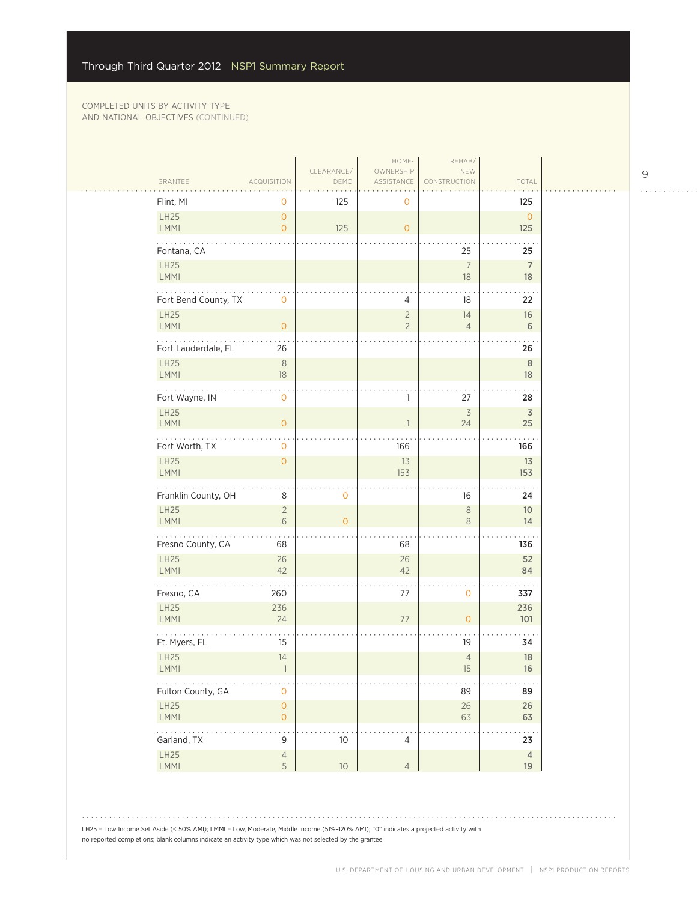COMPLETED UNITS BY ACTIVITY TYPE AND NATIONAL OBJECTIVES (CONTINUED)

| GRANTEE | ACQUISITION | CLEARANCE/ DEMO | HOME-OWNERSHIP ASSISTANCE | REHAB/ NEW CONSTRUCTION | TOTAL |
|---|---|---|---|---|---|
| Flint, MI | 0 | 125 | 0 | | 125 |
| LH25 | 0 | | | | 0 |
| LMMI | 0 | 125 | 0 | | 125 |
| Fontana, CA | | | | 25 | 25 |
| LH25 | | | | 7 | 7 |
| LMMI | | | | 18 | 18 |
| Fort Bend County, TX | 0 | | 4 | 18 | 22 |
| LH25 | | | 2 | 14 | 16 |
| LMMI | 0 | | 2 | 4 | 6 |
| Fort Lauderdale, FL | 26 | | | | 26 |
| LH25 | 8 | | | | 8 |
| LMMI | 18 | | | | 18 |
| Fort Wayne, IN | 0 | | 1 | 27 | 28 |
| LH25 | | | | 3 | 3 |
| LMMI | 0 | | 1 | 24 | 25 |
| Fort Worth, TX | 0 | | 166 | | 166 |
| LH25 | 0 | | 13 | | 13 |
| LMMI | | | 153 | | 153 |
| Franklin County, OH | 8 | 0 | | 16 | 24 |
| LH25 | 2 | | | 8 | 10 |
| LMMI | 6 | 0 | | 8 | 14 |
| Fresno County, CA | 68 | | 68 | | 136 |
| LH25 | 26 | | 26 | | 52 |
| LMMI | 42 | | 42 | | 84 |
| Fresno, CA | 260 | | 77 | 0 | 337 |
| LH25 | 236 | | | | 236 |
| LMMI | 24 | | 77 | 0 | 101 |
| Ft. Myers, FL | 15 | | | 19 | 34 |
| LH25 | 14 | | | 4 | 18 |
| LMMI | 1 | | | 15 | 16 |
| Fulton County, GA | 0 | | | 89 | 89 |
| LH25 | 0 | | | 26 | 26 |
| LMMI | 0 | | | 63 | 63 |
| Garland, TX | 9 | 10 | 4 | | 23 |
| LH25 | 4 | | | | 4 |
| LMMI | 5 | 10 | 4 | | 19 |

LH25 = Low Income Set Aside (< 50% AMI); LMMI = Low, Moderate, Middle Income (51%–120% AMI); "0" indicates a projected activity with no reported completions; blank columns indicate an activity type which was not selected by the grantee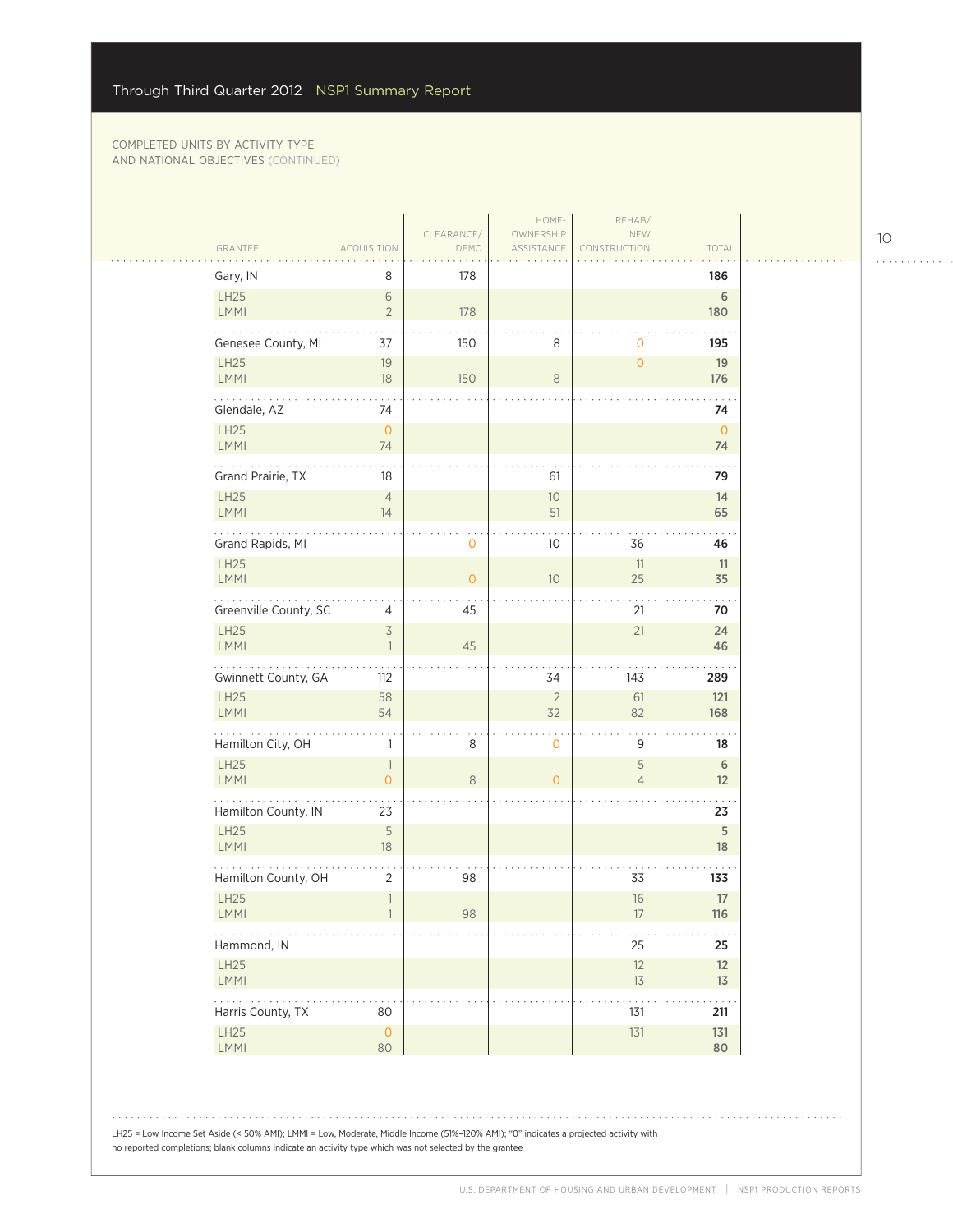COMPLETED UNITS BY ACTIVITY TYPE AND NATIONAL OBJECTIVES (CONTINUED)

| GRANTEE | ACQUISITION | CLEARANCE/ DEMO | HOME-OWNERSHIP ASSISTANCE | REHAB/ NEW CONSTRUCTION | TOTAL |
|---|---|---|---|---|---|
| Gary, IN | 8 | 178 | | | **186** |
| LH25 | 6 | | | | **6** |
| LMMI | 2 | 178 | | | **180** |
| Genesee County, MI | 37 | 150 | 8 | 0 | **195** |
| LH25 | 19 | | | 0 | **19** |
| LMMI | 18 | 150 | 8 | | **176** |
| Glendale, AZ | 74 | | | | **74** |
| LH25 | 0 | | | | **0** |
| LMMI | 74 | | | | **74** |
| Grand Prairie, TX | 18 | | 61 | | **79** |
| LH25 | 4 | | 10 | | **14** |
| LMMI | 14 | | 51 | | **65** |
| Grand Rapids, MI | | 0 | 10 | 36 | **46** |
| LH25 | | | | 11 | **11** |
| LMMI | | 0 | 10 | 25 | **35** |
| Greenville County, SC | 4 | 45 | | 21 | **70** |
| LH25 | 3 | | | 21 | **24** |
| LMMI | 1 | 45 | | | **46** |
| Gwinnett County, GA | 112 | | 34 | 143 | **289** |
| LH25 | 58 | | 2 | 61 | **121** |
| LMMI | 54 | | 32 | 82 | **168** |
| Hamilton City, OH | 1 | 8 | 0 | 9 | **18** |
| LH25 | 1 | | | 5 | **6** |
| LMMI | 0 | 8 | 0 | 4 | **12** |
| Hamilton County, IN | 23 | | | | **23** |
| LH25 | 5 | | | | **5** |
| LMMI | 18 | | | | **18** |
| Hamilton County, OH | 2 | 98 | | 33 | **133** |
| LH25 | 1 | | | 16 | **17** |
| LMMI | 1 | 98 | | 17 | **116** |
| Hammond, IN | | | | 25 | **25** |
| LH25 | | | | 12 | **12** |
| LMMI | | | | 13 | **13** |
| Harris County, TX | 80 | | | 131 | **211** |
| LH25 | 0 | | | 131 | **131** |
| LMMI | 80 | | | | **80** |

LH25 = Low Income Set Aside (< 50% AMI); LMMI = Low, Moderate, Middle Income (51%–120% AMI); "0" indicates a projected activity with no reported completions; blank columns indicate an activity type which was not selected by the grantee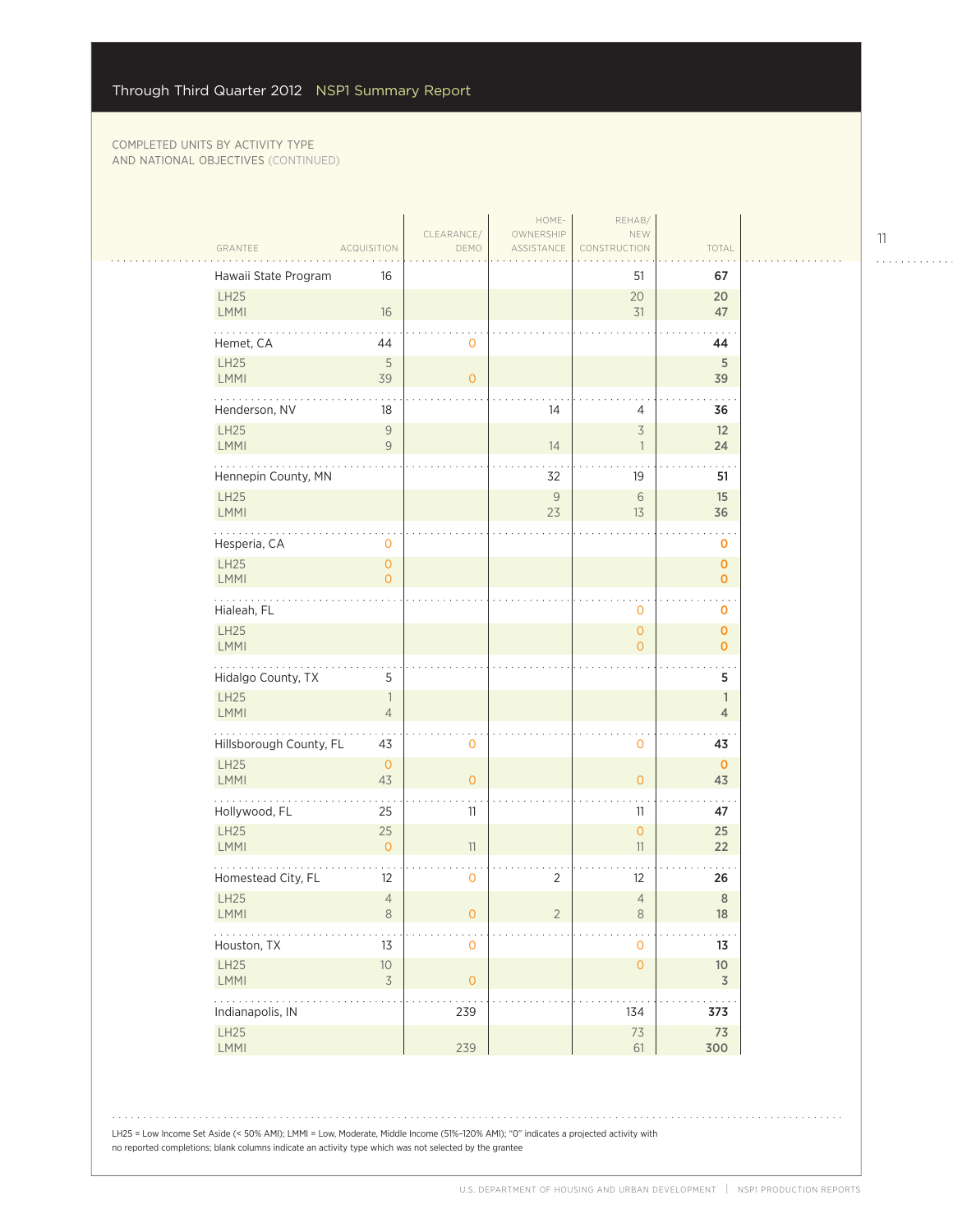COMPLETED UNITS BY ACTIVITY TYPE
AND NATIONAL OBJECTIVES (CONTINUED)

| GRANTEE | ACQUISITION | CLEARANCE/ DEMO | HOME-OWNERSHIP ASSISTANCE | REHAB/ NEW CONSTRUCTION | TOTAL |
|---|---|---|---|---|---|
| Hawaii State Program | 16 | | | 51 | 67 |
| LH25 | | | | 20 | 20 |
| LMMI | 16 | | | 31 | 47 |
| Hemet, CA | 44 | 0 | | | 44 |
| LH25 | 5 | | | | 5 |
| LMMI | 39 | 0 | | | 39 |
| Henderson, NV | 18 | | 14 | 4 | 36 |
| LH25 | 9 | | | 3 | 12 |
| LMMI | 9 | | 14 | 1 | 24 |
| Hennepin County, MN | | | 32 | 19 | 51 |
| LH25 | | | 9 | 6 | 15 |
| LMMI | | | 23 | 13 | 36 |
| Hesperia, CA | 0 | | | | 0 |
| LH25 | 0 | | | | 0 |
| LMMI | 0 | | | | 0 |
| Hialeah, FL | | | | 0 | 0 |
| LH25 | | | | 0 | 0 |
| LMMI | | | | 0 | 0 |
| Hidalgo County, TX | 5 | | | | 5 |
| LH25 | 1 | | | | 1 |
| LMMI | 4 | | | | 4 |
| Hillsborough County, FL | 43 | 0 | | 0 | 43 |
| LH25 | 0 | | | | 0 |
| LMMI | 43 | 0 | | 0 | 43 |
| Hollywood, FL | 25 | 11 | | 11 | 47 |
| LH25 | 25 | | | 0 | 25 |
| LMMI | 0 | 11 | | 11 | 22 |
| Homestead City, FL | 12 | 0 | 2 | 12 | 26 |
| LH25 | 4 | | | 4 | 8 |
| LMMI | 8 | 0 | 2 | 8 | 18 |
| Houston, TX | 13 | 0 | | 0 | 13 |
| LH25 | 10 | | | 0 | 10 |
| LMMI | 3 | 0 | | | 3 |
| Indianapolis, IN | | 239 | | 134 | 373 |
| LH25 | | | | 73 | 73 |
| LMMI | | 239 | | 61 | 300 |

LH25 = Low Income Set Aside (< 50% AMI); LMMI = Low, Moderate, Middle Income (51%–120% AMI); "0" indicates a projected activity with no reported completions; blank columns indicate an activity type which was not selected by the grantee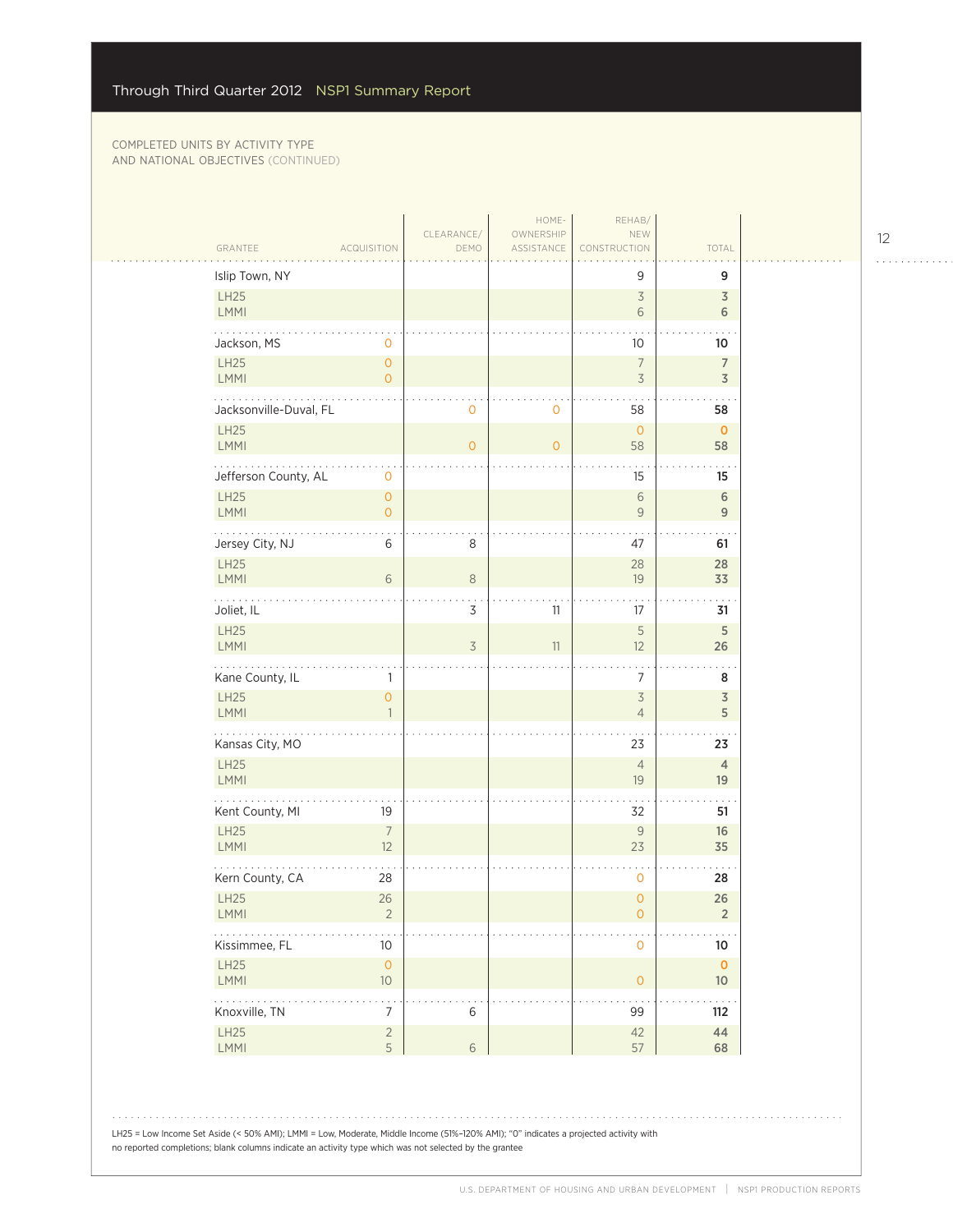Through Third Quarter 2012 NSP1 Summary Report

COMPLETED UNITS BY ACTIVITY TYPE AND NATIONAL OBJECTIVES (CONTINUED)

| GRANTEE | ACQUISITION | CLEARANCE/ DEMO | HOME-OWNERSHIP ASSISTANCE | REHAB/ NEW CONSTRUCTION | TOTAL |
|---|---|---|---|---|---|
| Islip Town, NY | | | | 9 | 9 |
| LH25 | | | | 3 | 3 |
| LMMI | | | | 6 | 6 |
| Jackson, MS | 0 | | | 10 | 10 |
| LH25 | 0 | | | 7 | 7 |
| LMMI | 0 | | | 3 | 3 |
| Jacksonville-Duval, FL | | 0 | 0 | 58 | 58 |
| LH25 | | | | 0 | 0 |
| LMMI | | 0 | 0 | 58 | 58 |
| Jefferson County, AL | 0 | | | 15 | 15 |
| LH25 | 0 | | | 6 | 6 |
| LMMI | 0 | | | 9 | 9 |
| Jersey City, NJ | 6 | 8 | | 47 | 61 |
| LH25 | | | | 28 | 28 |
| LMMI | 6 | 8 | | 19 | 33 |
| Joliet, IL | | 3 | 11 | 17 | 31 |
| LH25 | | | | 5 | 5 |
| LMMI | | 3 | 11 | 12 | 26 |
| Kane County, IL | 1 | | | 7 | 8 |
| LH25 | 0 | | | 3 | 3 |
| LMMI | 1 | | | 4 | 5 |
| Kansas City, MO | | | | 23 | 23 |
| LH25 | | | | 4 | 4 |
| LMMI | | | | 19 | 19 |
| Kent County, MI | 19 | | | 32 | 51 |
| LH25 | 7 | | | 9 | 16 |
| LMMI | 12 | | | 23 | 35 |
| Kern County, CA | 28 | | | 0 | 28 |
| LH25 | 26 | | | 0 | 26 |
| LMMI | 2 | | | 0 | 2 |
| Kissimmee, FL | 10 | | | 0 | 10 |
| LH25 | 0 | | | | 0 |
| LMMI | 10 | | | 0 | 10 |
| Knoxville, TN | 7 | 6 | | 99 | 112 |
| LH25 | 2 | | | 42 | 44 |
| LMMI | 5 | 6 | | 57 | 68 |

LH25 = Low Income Set Aside (< 50% AMI); LMMI = Low, Moderate, Middle Income (51%–120% AMI); "0" indicates a projected activity with no reported completions; blank columns indicate an activity type which was not selected by the grantee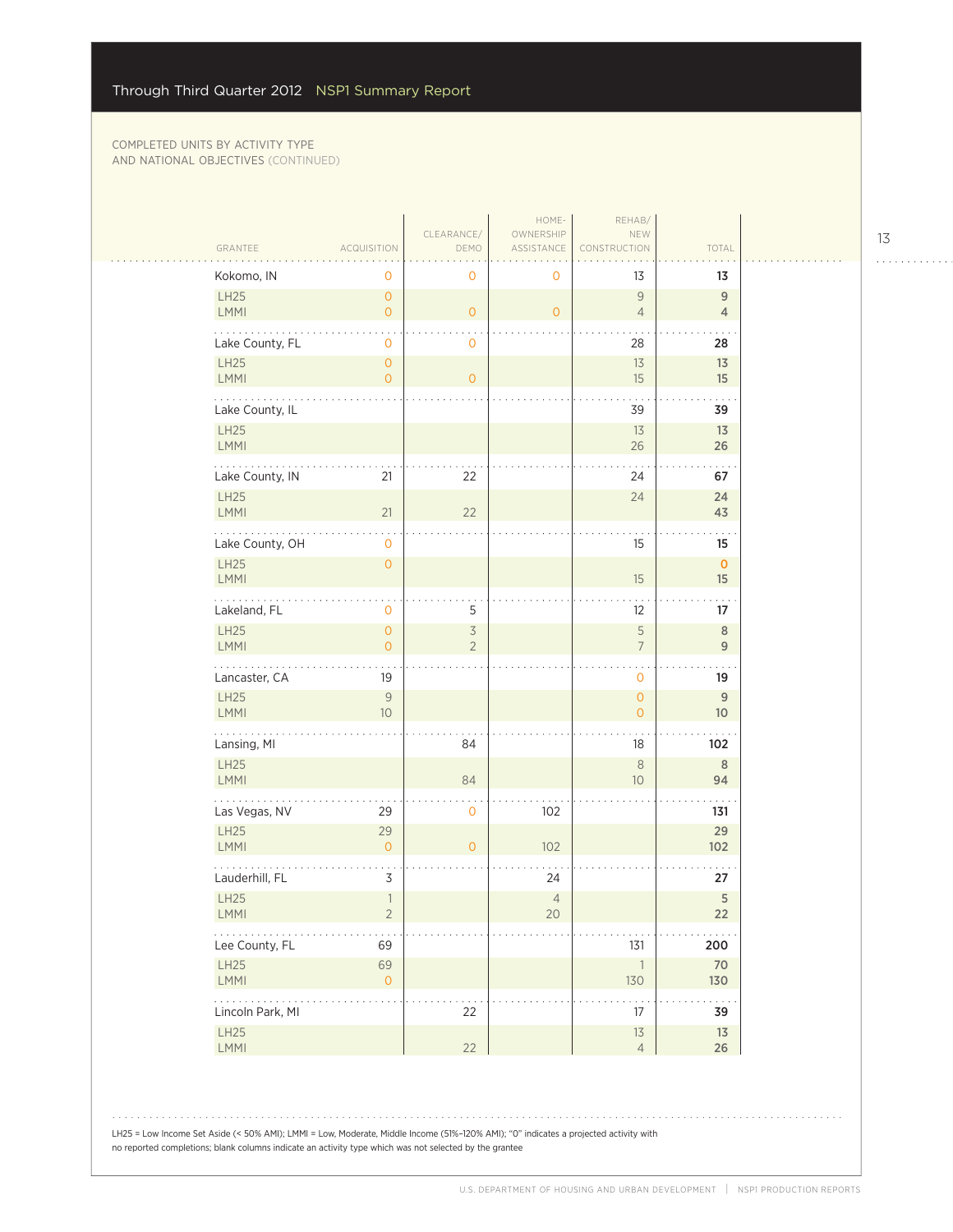COMPLETED UNITS BY ACTIVITY TYPE AND NATIONAL OBJECTIVES (CONTINUED)

| GRANTEE | ACQUISITION | CLEARANCE/ DEMO | HOME-OWNERSHIP ASSISTANCE | REHAB/ NEW CONSTRUCTION | TOTAL |
|---|---|---|---|---|---|
| Kokomo, IN | 0 | 0 | 0 | 13 | 13 |
| LH25 | 0 | | | 9 | 9 |
| LMMI | 0 | 0 | 0 | 4 | 4 |
| Lake County, FL | 0 | 0 | | 28 | 28 |
| LH25 | 0 | | | 13 | 13 |
| LMMI | 0 | 0 | | 15 | 15 |
| Lake County, IL | | | | 39 | 39 |
| LH25 | | | | 13 | 13 |
| LMMI | | | | 26 | 26 |
| Lake County, IN | 21 | 22 | | 24 | 67 |
| LH25 | | | | 24 | 24 |
| LMMI | 21 | 22 | | | 43 |
| Lake County, OH | 0 | | | 15 | 15 |
| LH25 | 0 | | | | 0 |
| LMMI | | | | 15 | 15 |
| Lakeland, FL | 0 | 5 | | 12 | 17 |
| LH25 | 0 | 3 | | 5 | 8 |
| LMMI | 0 | 2 | | 7 | 9 |
| Lancaster, CA | 19 | | | 0 | 19 |
| LH25 | 9 | | | 0 | 9 |
| LMMI | 10 | | | 0 | 10 |
| Lansing, MI | | 84 | | 18 | 102 |
| LH25 | | | | 8 | 8 |
| LMMI | | 84 | | 10 | 94 |
| Las Vegas, NV | 29 | 0 | 102 | | 131 |
| LH25 | 29 | | | | 29 |
| LMMI | 0 | 0 | 102 | | 102 |
| Lauderhill, FL | 3 | | 24 | | 27 |
| LH25 | 1 | | 4 | | 5 |
| LMMI | 2 | | 20 | | 22 |
| Lee County, FL | 69 | | | 131 | 200 |
| LH25 | 69 | | | 1 | 70 |
| LMMI | 0 | | | 130 | 130 |
| Lincoln Park, MI | | 22 | | 17 | 39 |
| LH25 | | | | 13 | 13 |
| LMMI | | 22 | | 4 | 26 |

LH25 = Low Income Set Aside (< 50% AMI); LMMI = Low, Moderate, Middle Income (51%–120% AMI); "0" indicates a projected activity with no reported completions; blank columns indicate an activity type which was not selected by the grantee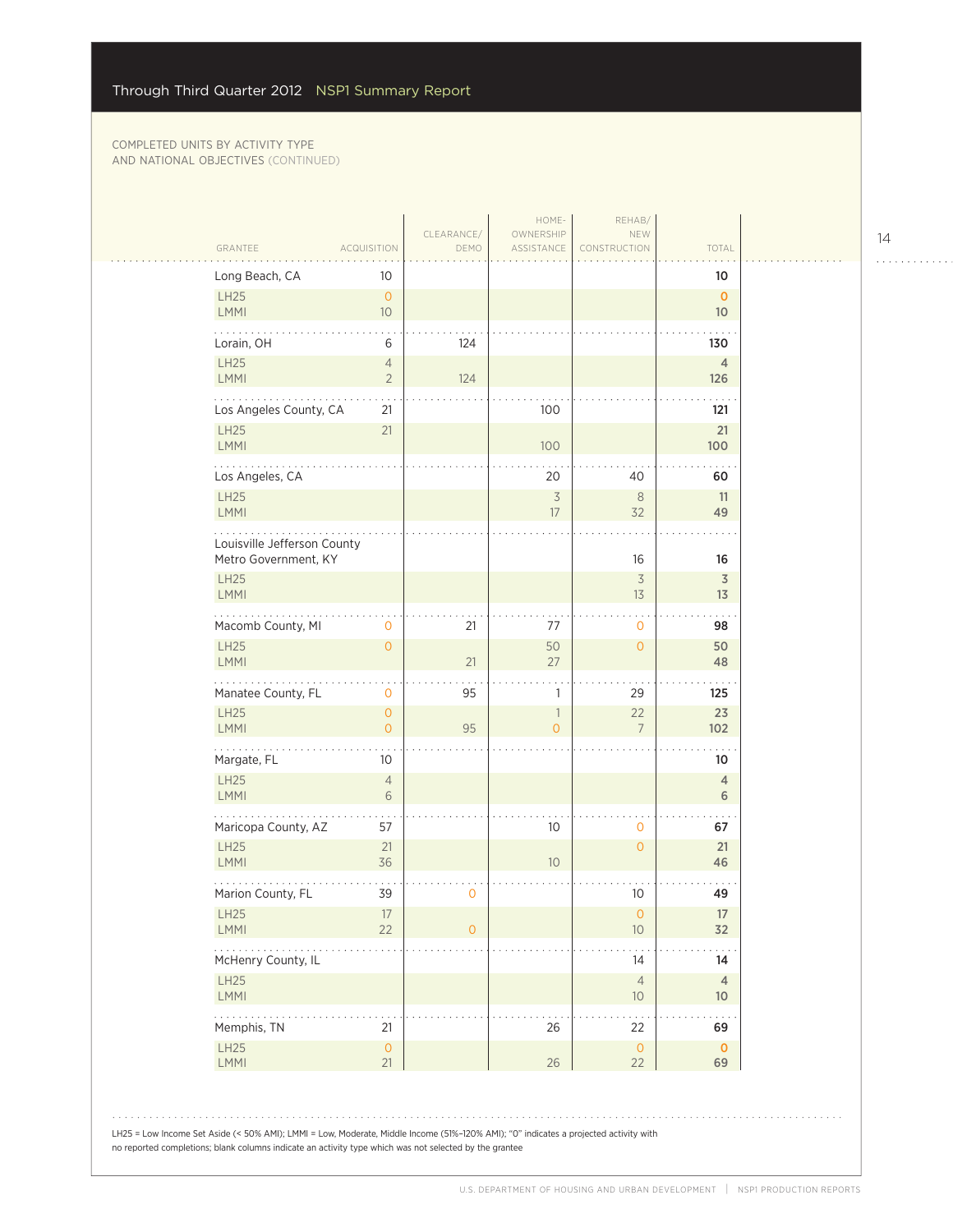COMPLETED UNITS BY ACTIVITY TYPE AND NATIONAL OBJECTIVES (CONTINUED)

| GRANTEE | ACQUISITION | CLEARANCE/ DEMO | HOME-OWNERSHIP ASSISTANCE | REHAB/ NEW CONSTRUCTION | TOTAL |
|---|---|---|---|---|---|
| **Long Beach, CA** | 10 | | | | **10** |
| LH25 | 0 | | | | **0** |
| LMMI | 10 | | | | **10** |
| **Lorain, OH** | 6 | 124 | | | **130** |
| LH25 | 4 | | | | **4** |
| LMMI | 2 | 124 | | | **126** |
| **Los Angeles County, CA** | 21 | | 100 | | **121** |
| LH25 | 21 | | | | **21** |
| LMMI | | | 100 | | **100** |
| **Los Angeles, CA** | | | 20 | 40 | **60** |
| LH25 | | | 3 | 8 | **11** |
| LMMI | | | 17 | 32 | **49** |
| **Louisville Jefferson County Metro Government, KY** | | | | 16 | **16** |
| LH25 | | | | 3 | **3** |
| LMMI | | | | 13 | **13** |
| **Macomb County, MI** | 0 | 21 | 77 | 0 | **98** |
| LH25 | 0 | | 50 | 0 | **50** |
| LMMI | | 21 | 27 | | **48** |
| **Manatee County, FL** | 0 | 95 | 1 | 29 | **125** |
| LH25 | 0 | | 1 | 22 | **23** |
| LMMI | 0 | 95 | 0 | 7 | **102** |
| **Margate, FL** | 10 | | | | **10** |
| LH25 | 4 | | | | **4** |
| LMMI | 6 | | | | **6** |
| **Maricopa County, AZ** | 57 | | 10 | 0 | **67** |
| LH25 | 21 | | | 0 | **21** |
| LMMI | 36 | | 10 | | **46** |
| **Marion County, FL** | 39 | 0 | | 10 | **49** |
| LH25 | 17 | | | 0 | **17** |
| LMMI | 22 | 0 | | 10 | **32** |
| **McHenry County, IL** | | | | 14 | **14** |
| LH25 | | | | 4 | **4** |
| LMMI | | | | 10 | **10** |
| **Memphis, TN** | 21 | | 26 | 22 | **69** |
| LH25 | 0 | | | 0 | **0** |
| LMMI | 21 | | 26 | 22 | **69** |

LH25 = Low Income Set Aside (< 50% AMI); LMMI = Low, Moderate, Middle Income (51%–120% AMI); "0" indicates a projected activity with no reported completions; blank columns indicate an activity type which was not selected by the grantee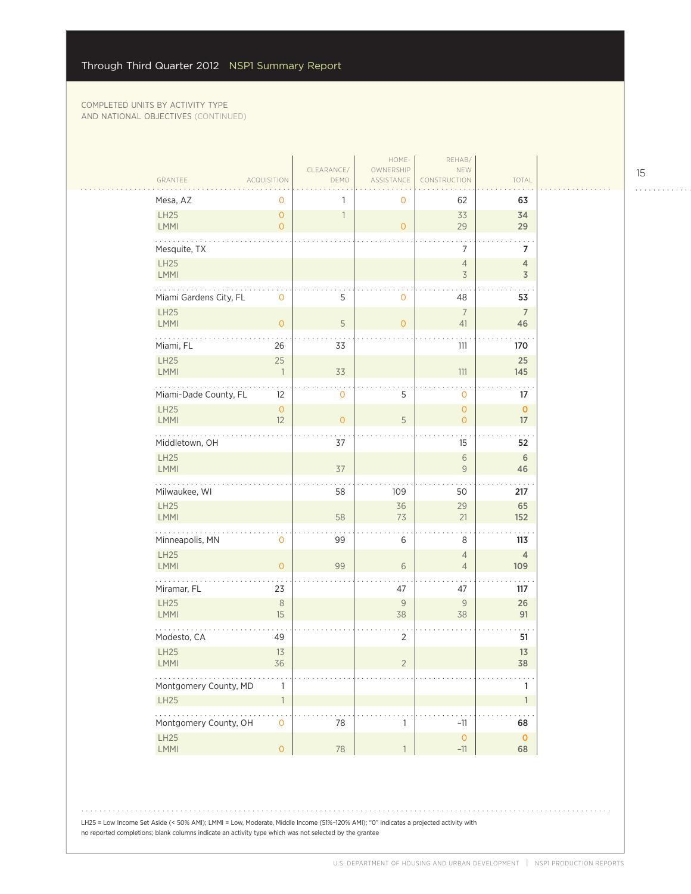COMPLETED UNITS BY ACTIVITY TYPE
AND NATIONAL OBJECTIVES (CONTINUED)

| GRANTEE | ACQUISITION | CLEARANCE/ DEMO | HOME-OWNERSHIP ASSISTANCE | REHAB/ NEW CONSTRUCTION | TOTAL |
|---|---|---|---|---|---|
| **Mesa, AZ** | 0 | 1 | 0 | 62 | **63** |
| LH25 | 0 | 1 | | 33 | **34** |
| LMMI | 0 | | 0 | 29 | **29** |
| **Mesquite, TX** | | | | 7 | **7** |
| LH25 | | | | 4 | **4** |
| LMMI | | | | 3 | **3** |
| **Miami Gardens City, FL** | 0 | 5 | 0 | 48 | **53** |
| LH25 | | | | 7 | **7** |
| LMMI | 0 | 5 | 0 | 41 | **46** |
| **Miami, FL** | 26 | 33 | | 111 | **170** |
| LH25 | 25 | | | | **25** |
| LMMI | 1 | 33 | | 111 | **145** |
| **Miami-Dade County, FL** | 12 | 0 | 5 | 0 | **17** |
| LH25 | 0 | | | 0 | **0** |
| LMMI | 12 | 0 | 5 | 0 | **17** |
| **Middletown, OH** | | 37 | | 15 | **52** |
| LH25 | | | | 6 | **6** |
| LMMI | | 37 | | 9 | **46** |
| **Milwaukee, WI** | | 58 | 109 | 50 | **217** |
| LH25 | | | 36 | 29 | **65** |
| LMMI | | 58 | 73 | 21 | **152** |
| **Minneapolis, MN** | 0 | 99 | 6 | 8 | **113** |
| LH25 | | | | 4 | **4** |
| LMMI | 0 | 99 | 6 | 4 | **109** |
| **Miramar, FL** | 23 | | 47 | 47 | **117** |
| LH25 | 8 | | 9 | 9 | **26** |
| LMMI | 15 | | 38 | 38 | **91** |
| **Modesto, CA** | 49 | | 2 | | **51** |
| LH25 | 13 | | | | **13** |
| LMMI | 36 | | 2 | | **38** |
| **Montgomery County, MD** | 1 | | | | **1** |
| LH25 | 1 | | | | **1** |
| **Montgomery County, OH** | 0 | 78 | 1 | –11 | **68** |
| LH25 | | | | 0 | **0** |
| LMMI | 0 | 78 | 1 | –11 | **68** |

LH25 = Low Income Set Aside (< 50% AMI); LMMI = Low, Moderate, Middle Income (51%–120% AMI); "0" indicates a projected activity with no reported completions; blank columns indicate an activity type which was not selected by the grantee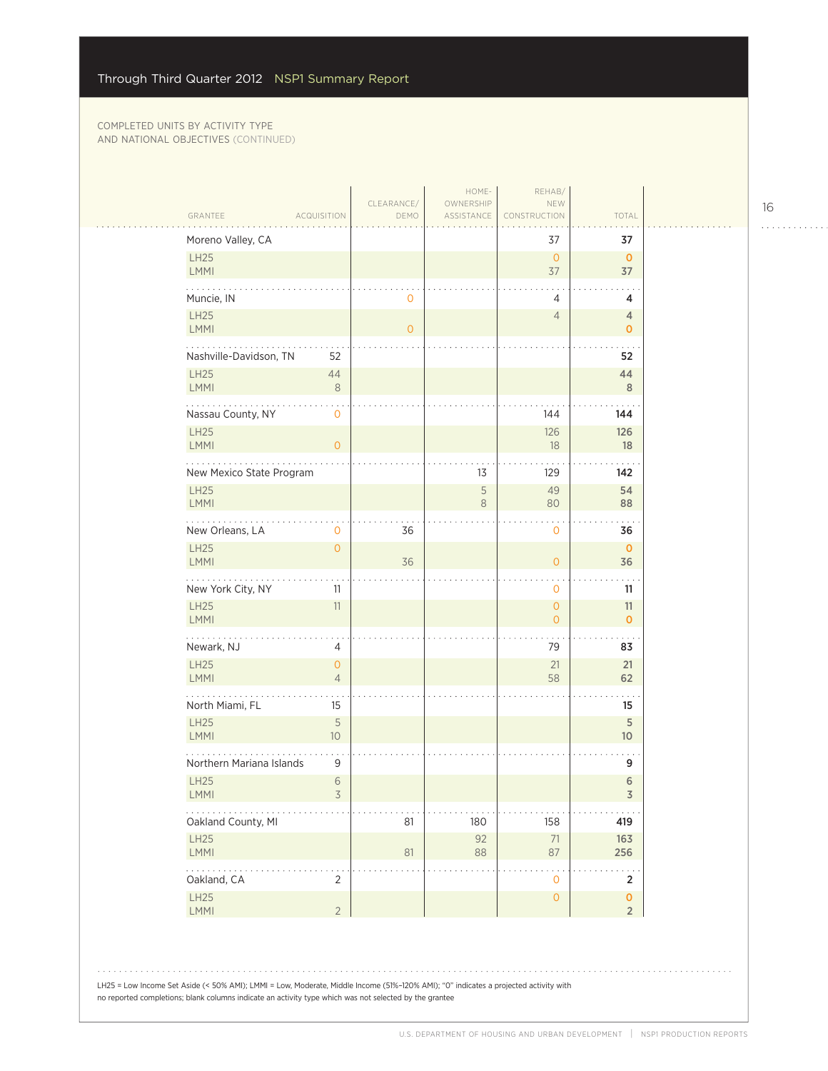COMPLETED UNITS BY ACTIVITY TYPE
AND NATIONAL OBJECTIVES (CONTINUED)

| GRANTEE | ACQUISITION | CLEARANCE/ DEMO | HOME-OWNERSHIP ASSISTANCE | REHAB/ NEW CONSTRUCTION | TOTAL |
|---|---|---|---|---|---|
| **Moreno Valley, CA** | | | | 37 | **37** |
| LH25 | | | | 0 | 0 |
| LMMI | | | | 37 | 37 |
| **Muncie, IN** | | 0 | | 4 | **4** |
| LH25 | | | | 4 | 4 |
| LMMI | | 0 | | | 0 |
| **Nashville-Davidson, TN** | 52 | | | | **52** |
| LH25 | 44 | | | | 44 |
| LMMI | 8 | | | | 8 |
| **Nassau County, NY** | 0 | | | 144 | **144** |
| LH25 | | | | 126 | 126 |
| LMMI | 0 | | | 18 | 18 |
| **New Mexico State Program** | | | 13 | 129 | **142** |
| LH25 | | | 5 | 49 | 54 |
| LMMI | | | 8 | 80 | 88 |
| **New Orleans, LA** | 0 | 36 | | 0 | **36** |
| LH25 | 0 | | | | 0 |
| LMMI | | 36 | | 0 | 36 |
| **New York City, NY** | 11 | | | 0 | **11** |
| LH25 | 11 | | | 0 | 11 |
| LMMI | | | | 0 | 0 |
| **Newark, NJ** | 4 | | | 79 | **83** |
| LH25 | 0 | | | 21 | 21 |
| LMMI | 4 | | | 58 | 62 |
| **North Miami, FL** | 15 | | | | **15** |
| LH25 | 5 | | | | 5 |
| LMMI | 10 | | | | 10 |
| **Northern Mariana Islands** | 9 | | | | **9** |
| LH25 | 6 | | | | 6 |
| LMMI | 3 | | | | 3 |
| **Oakland County, MI** | | 81 | 180 | 158 | **419** |
| LH25 | | | 92 | 71 | 163 |
| LMMI | | 81 | 88 | 87 | 256 |
| **Oakland, CA** | 2 | | | 0 | **2** |
| LH25 | | | | 0 | 0 |
| LMMI | 2 | | | | 2 |

LH25 = Low Income Set Aside (< 50% AMI); LMMI = Low, Moderate, Middle Income (51%–120% AMI); "0" indicates a projected activity with no reported completions; blank columns indicate an activity type which was not selected by the grantee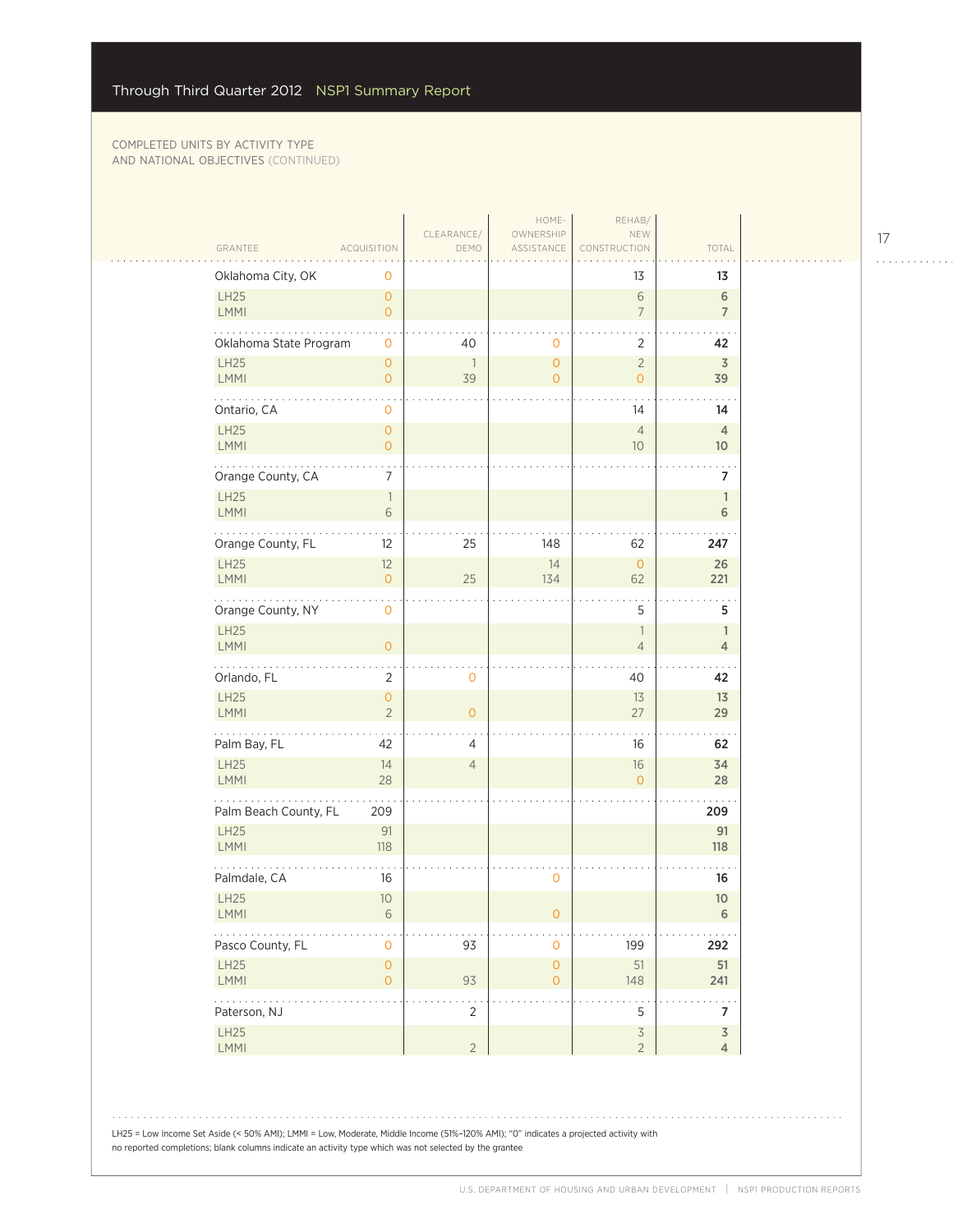COMPLETED UNITS BY ACTIVITY TYPE
AND NATIONAL OBJECTIVES (CONTINUED)

| GRANTEE | ACQUISITION | CLEARANCE/DEMO | HOME-OWNERSHIP ASSISTANCE | REHAB/NEW CONSTRUCTION | TOTAL |
|---|---|---|---|---|---|
| Oklahoma City, OK | 0 | | | 13 | **13** |
| LH25 | 0 | | | 6 | **6** |
| LMMI | 0 | | | 7 | **7** |
| Oklahoma State Program | 0 | 40 | 0 | 2 | **42** |
| LH25 | 0 | 1 | 0 | 2 | **3** |
| LMMI | 0 | 39 | 0 | 0 | **39** |
| Ontario, CA | 0 | | | 14 | **14** |
| LH25 | 0 | | | 4 | **4** |
| LMMI | 0 | | | 10 | **10** |
| Orange County, CA | 7 | | | | **7** |
| LH25 | 1 | | | | **1** |
| LMMI | 6 | | | | **6** |
| Orange County, FL | 12 | 25 | 148 | 62 | **247** |
| LH25 | 12 | | 14 | 0 | **26** |
| LMMI | 0 | 25 | 134 | 62 | **221** |
| Orange County, NY | 0 | | | 5 | **5** |
| LH25 | | | | 1 | **1** |
| LMMI | 0 | | | 4 | **4** |
| Orlando, FL | 2 | 0 | | 40 | **42** |
| LH25 | 0 | | | 13 | **13** |
| LMMI | 2 | 0 | | 27 | **29** |
| Palm Bay, FL | 42 | 4 | | 16 | **62** |
| LH25 | 14 | 4 | | 16 | **34** |
| LMMI | 28 | | | 0 | **28** |
| Palm Beach County, FL | 209 | | | | **209** |
| LH25 | 91 | | | | **91** |
| LMMI | 118 | | | | **118** |
| Palmdale, CA | 16 | | 0 | | **16** |
| LH25 | 10 | | | | **10** |
| LMMI | 6 | | 0 | | **6** |
| Pasco County, FL | 0 | 93 | 0 | 199 | **292** |
| LH25 | 0 | | 0 | 51 | **51** |
| LMMI | 0 | 93 | 0 | 148 | **241** |
| Paterson, NJ | | 2 | | 5 | **7** |
| LH25 | | | | 3 | **3** |
| LMMI | | 2 | | 2 | **4** |

LH25 = Low Income Set Aside (< 50% AMI); LMMI = Low, Moderate, Middle Income (51%–120% AMI); "0" indicates a projected activity with no reported completions; blank columns indicate an activity type which was not selected by the grantee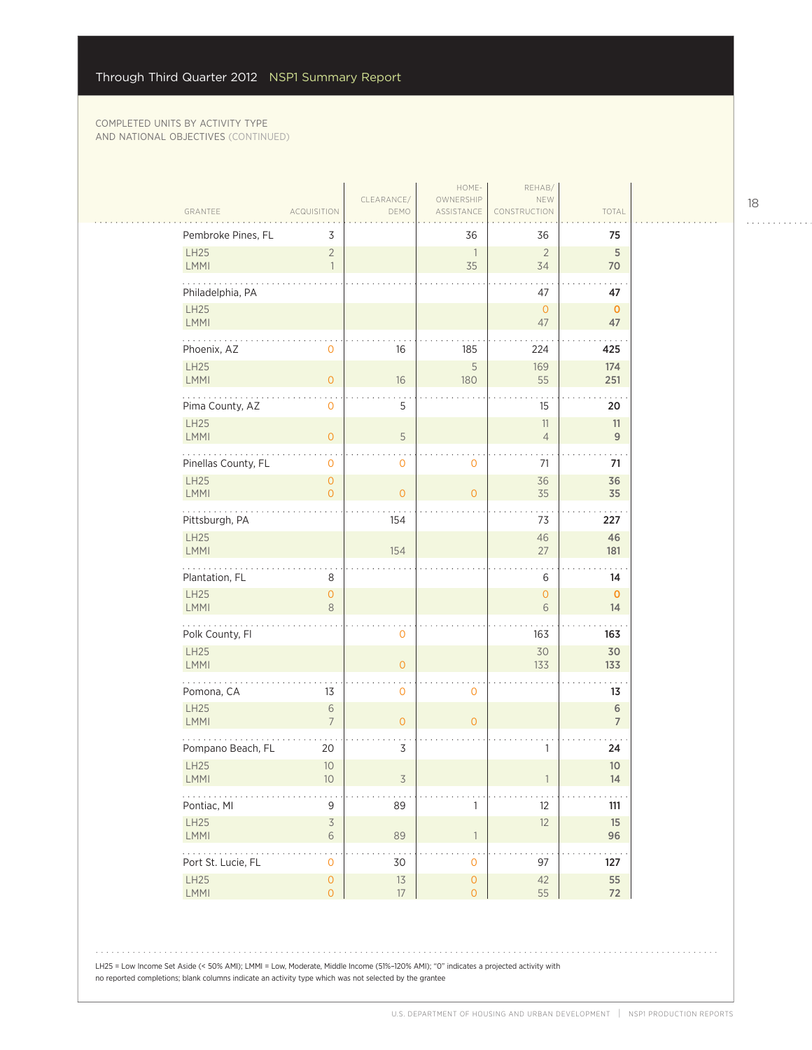COMPLETED UNITS BY ACTIVITY TYPE AND NATIONAL OBJECTIVES (CONTINUED)

| GRANTEE | ACQUISITION | CLEARANCE/ DEMO | HOME-OWNERSHIP ASSISTANCE | REHAB/ NEW CONSTRUCTION | TOTAL |
|---|---|---|---|---|---|
| Pembroke Pines, FL | 3 | | 36 | 36 | **75** |
| LH25 | 2 | | 1 | 2 | **5** |
| LMMI | 1 | | 35 | 34 | **70** |
| Philadelphia, PA | | | | 47 | **47** |
| LH25 | | | | 0 | **0** |
| LMMI | | | | 47 | **47** |
| Phoenix, AZ | 0 | 16 | 185 | 224 | **425** |
| LH25 | | | 5 | 169 | **174** |
| LMMI | 0 | 16 | 180 | 55 | **251** |
| Pima County, AZ | 0 | 5 | | 15 | **20** |
| LH25 | | | | 11 | **11** |
| LMMI | 0 | 5 | | 4 | **9** |
| Pinellas County, FL | 0 | 0 | 0 | 71 | **71** |
| LH25 | 0 | | | 36 | **36** |
| LMMI | 0 | 0 | 0 | 35 | **35** |
| Pittsburgh, PA | | 154 | | 73 | **227** |
| LH25 | | | | 46 | **46** |
| LMMI | | 154 | | 27 | **181** |
| Plantation, FL | 8 | | | 6 | **14** |
| LH25 | 0 | | | 0 | **0** |
| LMMI | 8 | | | 6 | **14** |
| Polk County, Fl | | 0 | | 163 | **163** |
| LH25 | | | | 30 | **30** |
| LMMI | | 0 | | 133 | **133** |
| Pomona, CA | 13 | 0 | 0 | | **13** |
| LH25 | 6 | | | | **6** |
| LMMI | 7 | 0 | 0 | | **7** |
| Pompano Beach, FL | 20 | 3 | | 1 | **24** |
| LH25 | 10 | | | | **10** |
| LMMI | 10 | 3 | | 1 | **14** |
| Pontiac, MI | 9 | 89 | 1 | 12 | **111** |
| LH25 | 3 | | | 12 | **15** |
| LMMI | 6 | 89 | 1 | | **96** |
| Port St. Lucie, FL | 0 | 30 | 0 | 97 | **127** |
| LH25 | 0 | 13 | 0 | 42 | **55** |
| LMMI | 0 | 17 | 0 | 55 | **72** |

LH25 = Low Income Set Aside (< 50% AMI); LMMI = Low, Moderate, Middle Income (51%–120% AMI); "0" indicates a projected activity with no reported completions; blank columns indicate an activity type which was not selected by the grantee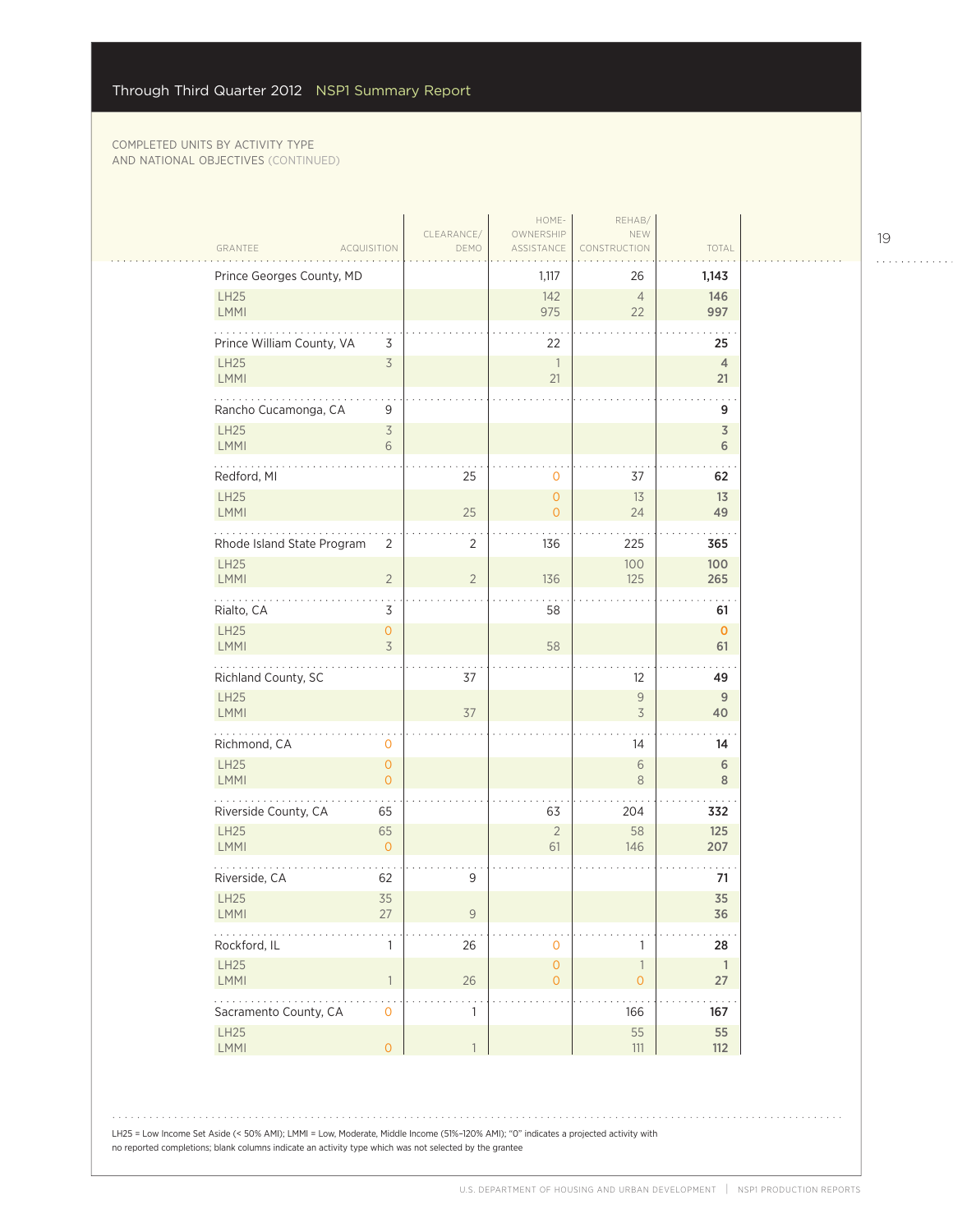COMPLETED UNITS BY ACTIVITY TYPE AND NATIONAL OBJECTIVES (CONTINUED)

| GRANTEE | ACQUISITION | CLEARANCE/ DEMO | HOME-OWNERSHIP ASSISTANCE | REHAB/ NEW CONSTRUCTION | TOTAL |
|---|---|---|---|---|---|
| **Prince Georges County, MD** | | | 1,117 | 26 | **1,143** |
| LH25 | | | 142 | 4 | **146** |
| LMMI | | | 975 | 22 | **997** |
| **Prince William County, VA** | 3 | | 22 | | **25** |
| LH25 | 3 | | 1 | | **4** |
| LMMI | | | 21 | | **21** |
| **Rancho Cucamonga, CA** | 9 | | | | **9** |
| LH25 | 3 | | | | **3** |
| LMMI | 6 | | | | **6** |
| **Redford, MI** | | 25 | 0 | 37 | **62** |
| LH25 | | | 0 | 13 | **13** |
| LMMI | | 25 | 0 | 24 | **49** |
| **Rhode Island State Program** | 2 | 2 | 136 | 225 | **365** |
| LH25 | | | | 100 | **100** |
| LMMI | 2 | 2 | 136 | 125 | **265** |
| **Rialto, CA** | 3 | | 58 | | **61** |
| LH25 | 0 | | | | **0** |
| LMMI | 3 | | 58 | | **61** |
| **Richland County, SC** | | 37 | | 12 | **49** |
| LH25 | | | | 9 | **9** |
| LMMI | | 37 | | 3 | **40** |
| **Richmond, CA** | 0 | | | 14 | **14** |
| LH25 | 0 | | | 6 | **6** |
| LMMI | 0 | | | 8 | **8** |
| **Riverside County, CA** | 65 | | 63 | 204 | **332** |
| LH25 | 65 | | 2 | 58 | **125** |
| LMMI | 0 | | 61 | 146 | **207** |
| **Riverside, CA** | 62 | 9 | | | **71** |
| LH25 | 35 | | | | **35** |
| LMMI | 27 | 9 | | | **36** |
| **Rockford, IL** | 1 | 26 | 0 | 1 | **28** |
| LH25 | | | 0 | 1 | **1** |
| LMMI | 1 | 26 | 0 | 0 | **27** |
| **Sacramento County, CA** | 0 | 1 | | 166 | **167** |
| LH25 | | | | 55 | **55** |
| LMMI | 0 | 1 | | 111 | **112** |

LH25 = Low Income Set Aside (< 50% AMI); LMMI = Low, Moderate, Middle Income (51%–120% AMI); "0" indicates a projected activity with no reported completions; blank columns indicate an activity type which was not selected by the grantee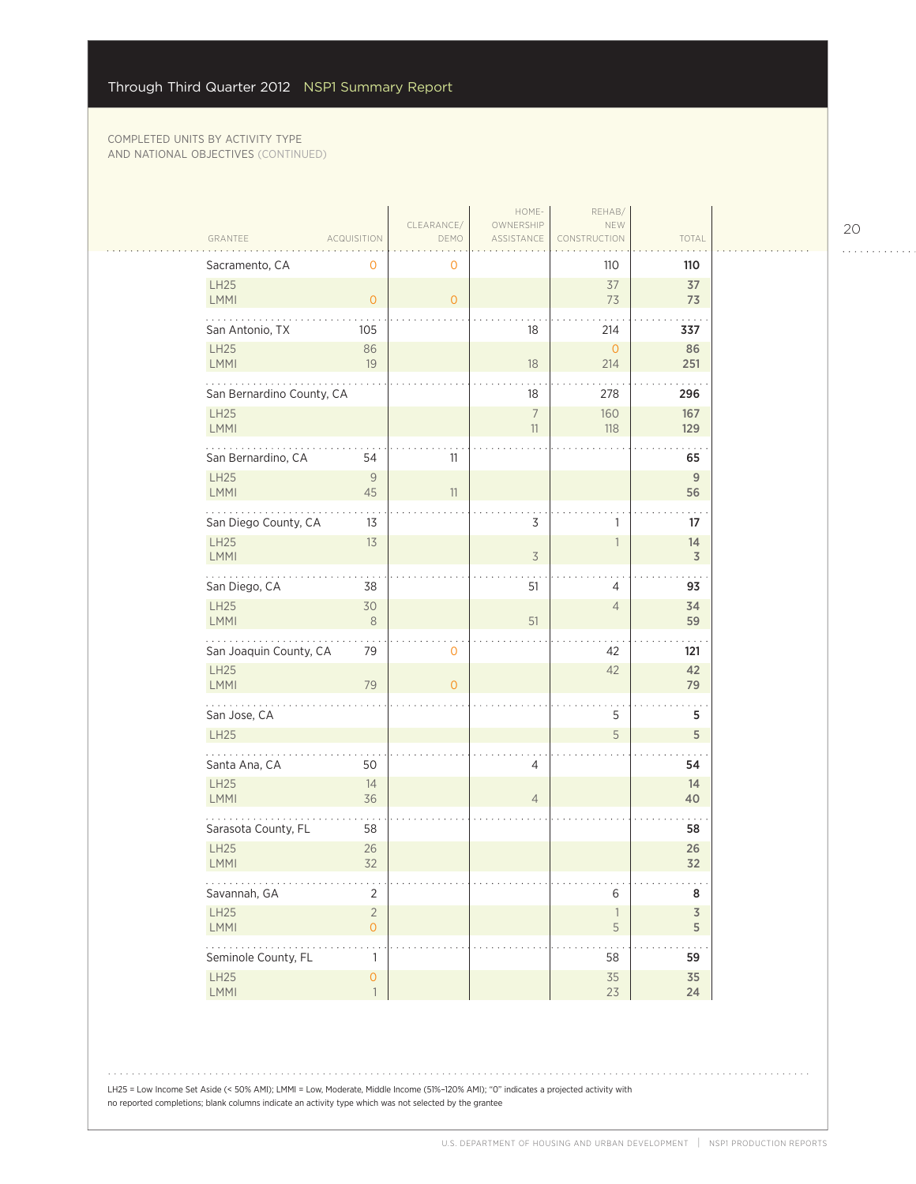COMPLETED UNITS BY ACTIVITY TYPE AND NATIONAL OBJECTIVES (CONTINUED)

| GRANTEE | ACQUISITION | CLEARANCE/ DEMO | HOME-OWNERSHIP ASSISTANCE | REHAB/ NEW CONSTRUCTION | TOTAL |
|---|---|---|---|---|---|
| Sacramento, CA | 0 | 0 | | 110 | **110** |
| LH25 | | | | 37 | **37** |
| LMMI | 0 | 0 | | 73 | **73** |
| San Antonio, TX | 105 | | 18 | 214 | **337** |
| LH25 | 86 | | | 0 | **86** |
| LMMI | 19 | | 18 | 214 | **251** |
| San Bernardino County, CA | | | 18 | 278 | **296** |
| LH25 | | | 7 | 160 | **167** |
| LMMI | | | 11 | 118 | **129** |
| San Bernardino, CA | 54 | 11 | | | **65** |
| LH25 | 9 | | | | **9** |
| LMMI | 45 | 11 | | | **56** |
| San Diego County, CA | 13 | | 3 | 1 | **17** |
| LH25 | 13 | | | 1 | **14** |
| LMMI | | | 3 | | **3** |
| San Diego, CA | 38 | | 51 | 4 | **93** |
| LH25 | 30 | | | 4 | **34** |
| LMMI | 8 | | 51 | | **59** |
| San Joaquin County, CA | 79 | 0 | | 42 | **121** |
| LH25 | | | | 42 | **42** |
| LMMI | 79 | 0 | | | **79** |
| San Jose, CA | | | | 5 | **5** |
| LH25 | | | | 5 | **5** |
| Santa Ana, CA | 50 | | 4 | | **54** |
| LH25 | 14 | | | | **14** |
| LMMI | 36 | | 4 | | **40** |
| Sarasota County, FL | 58 | | | | **58** |
| LH25 | 26 | | | | **26** |
| LMMI | 32 | | | | **32** |
| Savannah, GA | 2 | | | 6 | **8** |
| LH25 | 2 | | | 1 | **3** |
| LMMI | 0 | | | 5 | **5** |
| Seminole County, FL | 1 | | | 58 | **59** |
| LH25 | 0 | | | 35 | **35** |
| LMMI | 1 | | | 23 | **24** |

LH25 = Low Income Set Aside (< 50% AMI); LMMI = Low, Moderate, Middle Income (51%–120% AMI); "0" indicates a projected activity with no reported completions; blank columns indicate an activity type which was not selected by the grantee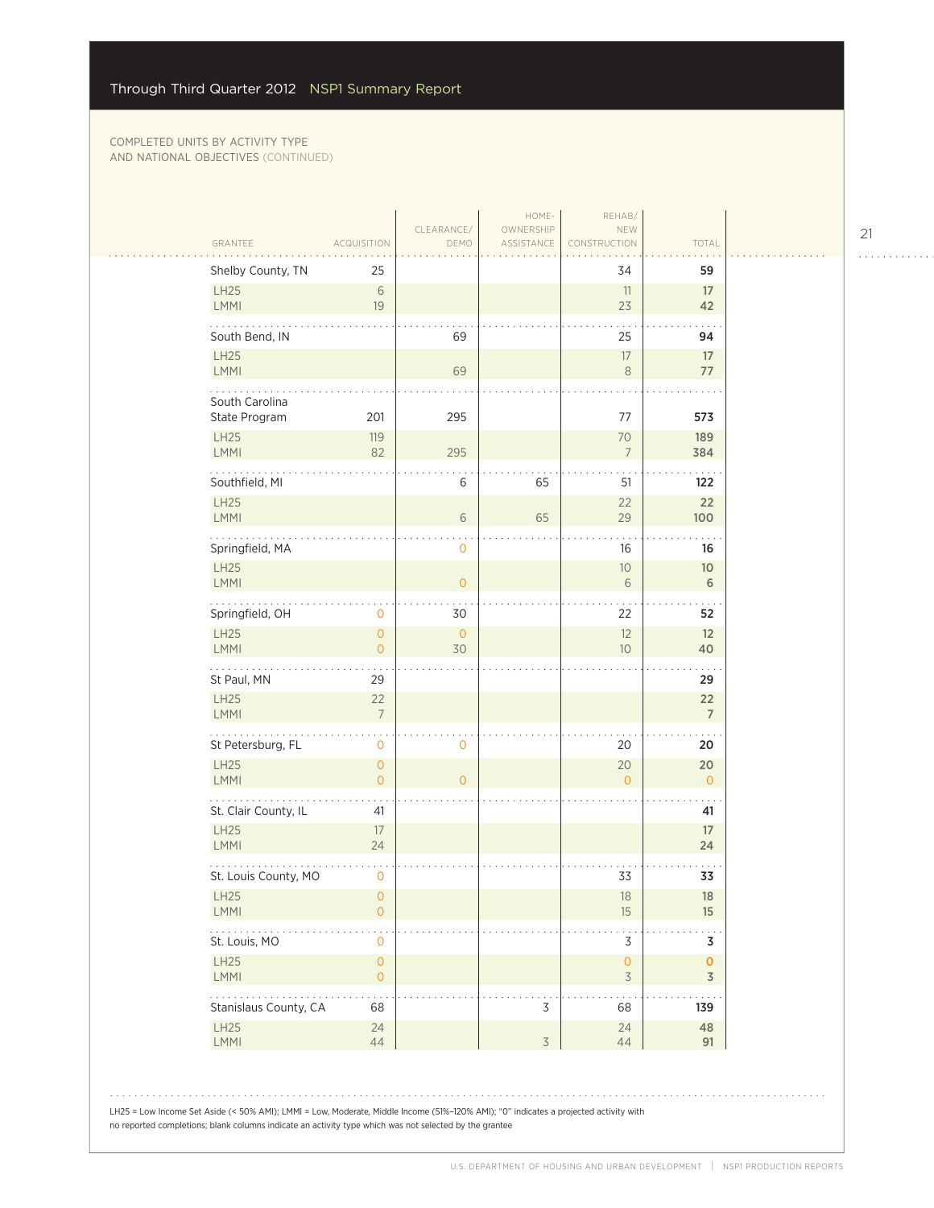COMPLETED UNITS BY ACTIVITY TYPE AND NATIONAL OBJECTIVES (CONTINUED)

| GRANTEE | ACQUISITION | CLEARANCE/ DEMO | HOME-OWNERSHIP ASSISTANCE | REHAB/ NEW CONSTRUCTION | TOTAL |
|---|---|---|---|---|---|
| Shelby County, TN | 25 | | | 34 | 59 |
| LH25 | 6 | | | 11 | 17 |
| LMMI | 19 | | | 23 | 42 |
| South Bend, IN | | 69 | | 25 | 94 |
| LH25 | | | | 17 | 17 |
| LMMI | | 69 | | 8 | 77 |
| South Carolina State Program | 201 | 295 | | 77 | 573 |
| LH25 | 119 | | | 70 | 189 |
| LMMI | 82 | 295 | | 7 | 384 |
| Southfield, MI | | 6 | 65 | 51 | 122 |
| LH25 | | | | 22 | 22 |
| LMMI | | 6 | 65 | 29 | 100 |
| Springfield, MA | | 0 | | 16 | 16 |
| LH25 | | | | 10 | 10 |
| LMMI | | 0 | | 6 | 6 |
| Springfield, OH | 0 | 30 | | 22 | 52 |
| LH25 | 0 | 0 | | 12 | 12 |
| LMMI | 0 | 30 | | 10 | 40 |
| St Paul, MN | 29 | | | | 29 |
| LH25 | 22 | | | | 22 |
| LMMI | 7 | | | | 7 |
| St Petersburg, FL | 0 | 0 | | 20 | 20 |
| LH25 | 0 | | | 20 | 20 |
| LMMI | 0 | 0 | | 0 | 0 |
| St. Clair County, IL | 41 | | | | 41 |
| LH25 | 17 | | | | 17 |
| LMMI | 24 | | | | 24 |
| St. Louis County, MO | 0 | | | 33 | 33 |
| LH25 | 0 | | | 18 | 18 |
| LMMI | 0 | | | 15 | 15 |
| St. Louis, MO | 0 | | | 3 | 3 |
| LH25 | 0 | | | 0 | 0 |
| LMMI | 0 | | | 3 | 3 |
| Stanislaus County, CA | 68 | | 3 | 68 | 139 |
| LH25 | 24 | | | 24 | 48 |
| LMMI | 44 | | 3 | 44 | 91 |

LH25 = Low Income Set Aside (< 50% AMI); LMMI = Low, Moderate, Middle Income (51%–120% AMI); "0" indicates a projected activity with no reported completions; blank columns indicate an activity type which was not selected by the grantee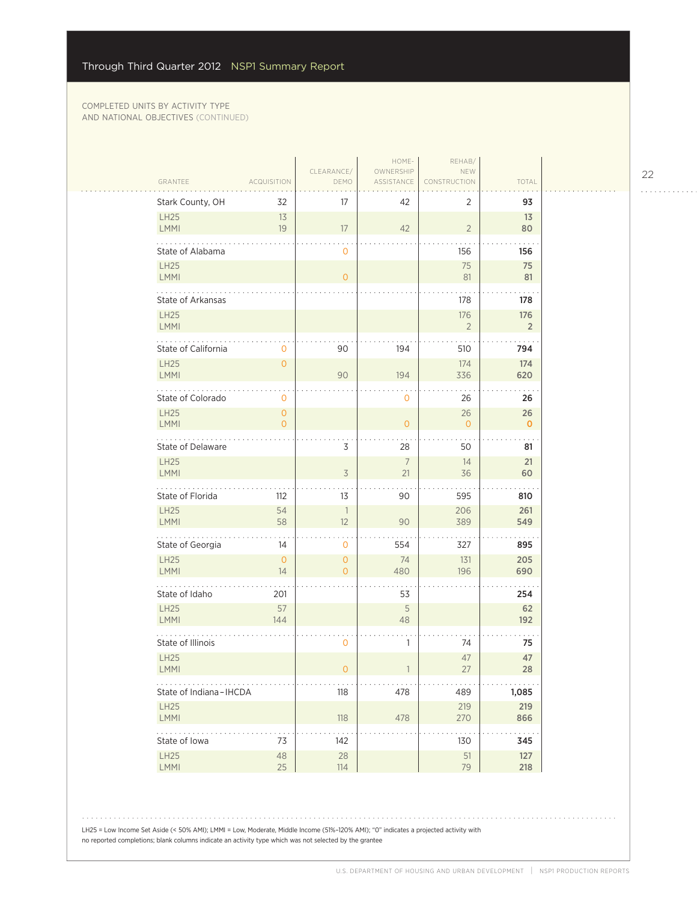COMPLETED UNITS BY ACTIVITY TYPE AND NATIONAL OBJECTIVES (CONTINUED)

| GRANTEE | ACQUISITION | CLEARANCE/ DEMO | HOME-OWNERSHIP ASSISTANCE | REHAB/ NEW CONSTRUCTION | TOTAL |
|---|---|---|---|---|---|
| **Stark County, OH** | 32 | 17 | 42 | 2 | **93** |
| LH25 | 13 | | | | **13** |
| LMMI | 19 | 17 | 42 | 2 | **80** |
| **State of Alabama** | | 0 | | 156 | **156** |
| LH25 | | | | 75 | **75** |
| LMMI | | 0 | | 81 | **81** |
| **State of Arkansas** | | | | 178 | **178** |
| LH25 | | | | 176 | **176** |
| LMMI | | | | 2 | **2** |
| **State of California** | 0 | 90 | 194 | 510 | **794** |
| LH25 | 0 | | | 174 | **174** |
| LMMI | | 90 | 194 | 336 | **620** |
| **State of Colorado** | 0 | | 0 | 26 | **26** |
| LH25 | 0 | | | 26 | **26** |
| LMMI | 0 | | 0 | 0 | **0** |
| **State of Delaware** | | 3 | 28 | 50 | **81** |
| LH25 | | | 7 | 14 | **21** |
| LMMI | | 3 | 21 | 36 | **60** |
| **State of Florida** | 112 | 13 | 90 | 595 | **810** |
| LH25 | 54 | 1 | | 206 | **261** |
| LMMI | 58 | 12 | 90 | 389 | **549** |
| **State of Georgia** | 14 | 0 | 554 | 327 | **895** |
| LH25 | 0 | 0 | 74 | 131 | **205** |
| LMMI | 14 | 0 | 480 | 196 | **690** |
| **State of Idaho** | 201 | | 53 | | **254** |
| LH25 | 57 | | 5 | | **62** |
| LMMI | 144 | | 48 | | **192** |
| **State of Illinois** | | 0 | 1 | 74 | **75** |
| LH25 | | | | 47 | **47** |
| LMMI | | 0 | 1 | 27 | **28** |
| **State of Indiana – IHCDA** | | 118 | 478 | 489 | **1,085** |
| LH25 | | | | 219 | **219** |
| LMMI | | 118 | 478 | 270 | **866** |
| **State of Iowa** | 73 | 142 | | 130 | **345** |
| LH25 | 48 | 28 | | 51 | **127** |
| LMMI | 25 | 114 | | 79 | **218** |

LH25 = Low Income Set Aside (< 50% AMI); LMMI = Low, Moderate, Middle Income (51%–120% AMI); "0" indicates a projected activity with no reported completions; blank columns indicate an activity type which was not selected by the grantee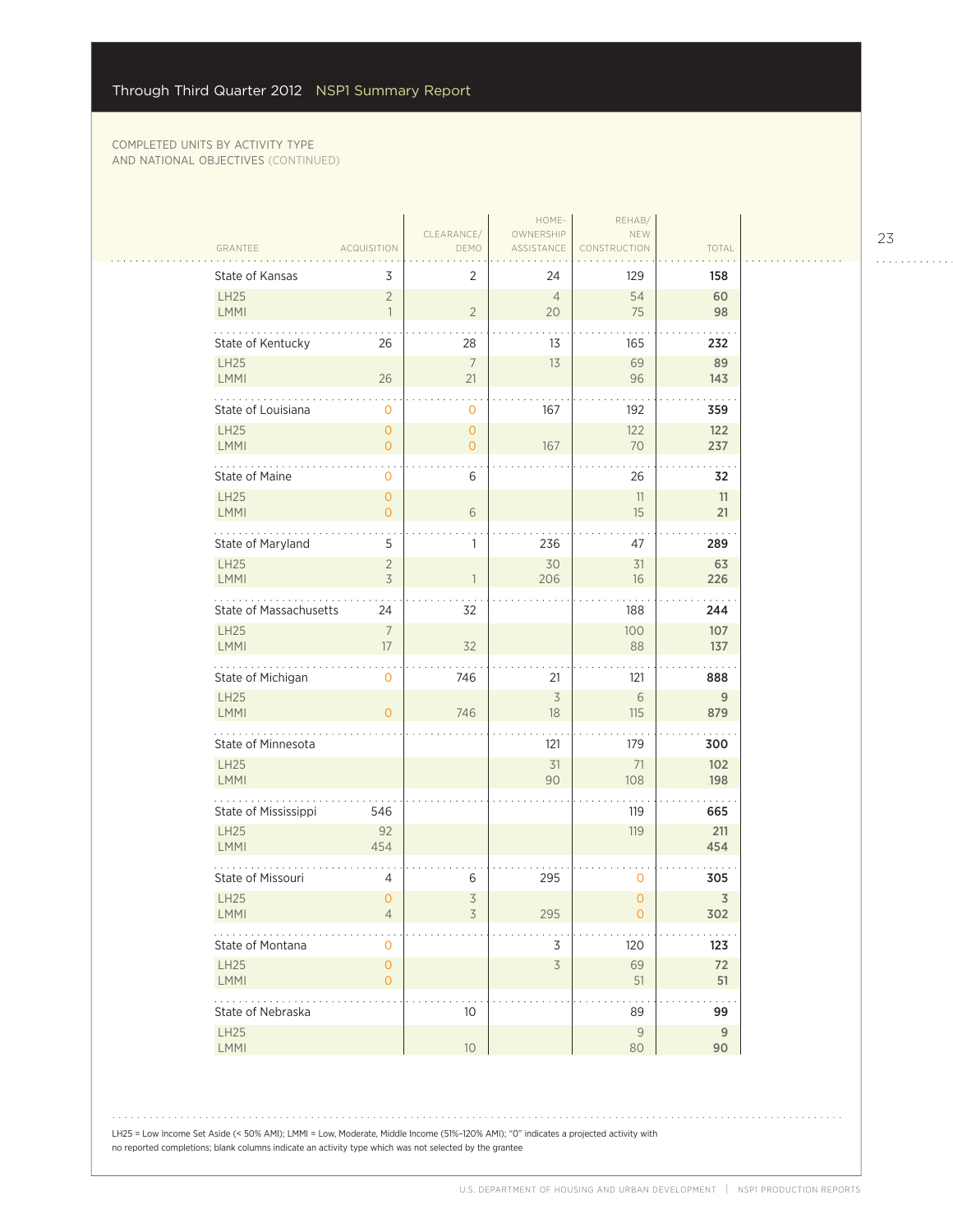COMPLETED UNITS BY ACTIVITY TYPE AND NATIONAL OBJECTIVES (CONTINUED)

| GRANTEE | ACQUISITION | CLEARANCE/ DEMO | HOME-OWNERSHIP ASSISTANCE | REHAB/ NEW CONSTRUCTION | TOTAL |
|---|---|---|---|---|---|
| State of Kansas | 3 | 2 | 24 | 129 | **158** |
| LH25 | 2 | | 4 | 54 | **60** |
| LMMI | 1 | 2 | 20 | 75 | **98** |
| State of Kentucky | 26 | 28 | 13 | 165 | **232** |
| LH25 | | 7 | 13 | 69 | **89** |
| LMMI | 26 | 21 | | 96 | **143** |
| State of Louisiana | 0 | 0 | 167 | 192 | **359** |
| LH25 | 0 | 0 | | 122 | **122** |
| LMMI | 0 | 0 | 167 | 70 | **237** |
| State of Maine | 0 | 6 | | 26 | **32** |
| LH25 | 0 | | | 11 | **11** |
| LMMI | 0 | 6 | | 15 | **21** |
| State of Maryland | 5 | 1 | 236 | 47 | **289** |
| LH25 | 2 | | 30 | 31 | **63** |
| LMMI | 3 | 1 | 206 | 16 | **226** |
| State of Massachusetts | 24 | 32 | | 188 | **244** |
| LH25 | 7 | | | 100 | **107** |
| LMMI | 17 | 32 | | 88 | **137** |
| State of Michigan | 0 | 746 | 21 | 121 | **888** |
| LH25 | | | 3 | 6 | **9** |
| LMMI | 0 | 746 | 18 | 115 | **879** |
| State of Minnesota | | | 121 | 179 | **300** |
| LH25 | | | 31 | 71 | **102** |
| LMMI | | | 90 | 108 | **198** |
| State of Mississippi | 546 | | | 119 | **665** |
| LH25 | 92 | | | 119 | **211** |
| LMMI | 454 | | | | **454** |
| State of Missouri | 4 | 6 | 295 | 0 | **305** |
| LH25 | 0 | 3 | | 0 | **3** |
| LMMI | 4 | 3 | 295 | 0 | **302** |
| State of Montana | 0 | | 3 | 120 | **123** |
| LH25 | 0 | | 3 | 69 | **72** |
| LMMI | 0 | | | 51 | **51** |
| State of Nebraska | | 10 | | 89 | **99** |
| LH25 | | | | 9 | **9** |
| LMMI | | 10 | | 80 | **90** |

LH25 = Low Income Set Aside (< 50% AMI); LMMI = Low, Moderate, Middle Income (51%–120% AMI); "0" indicates a projected activity with no reported completions; blank columns indicate an activity type which was not selected by the grantee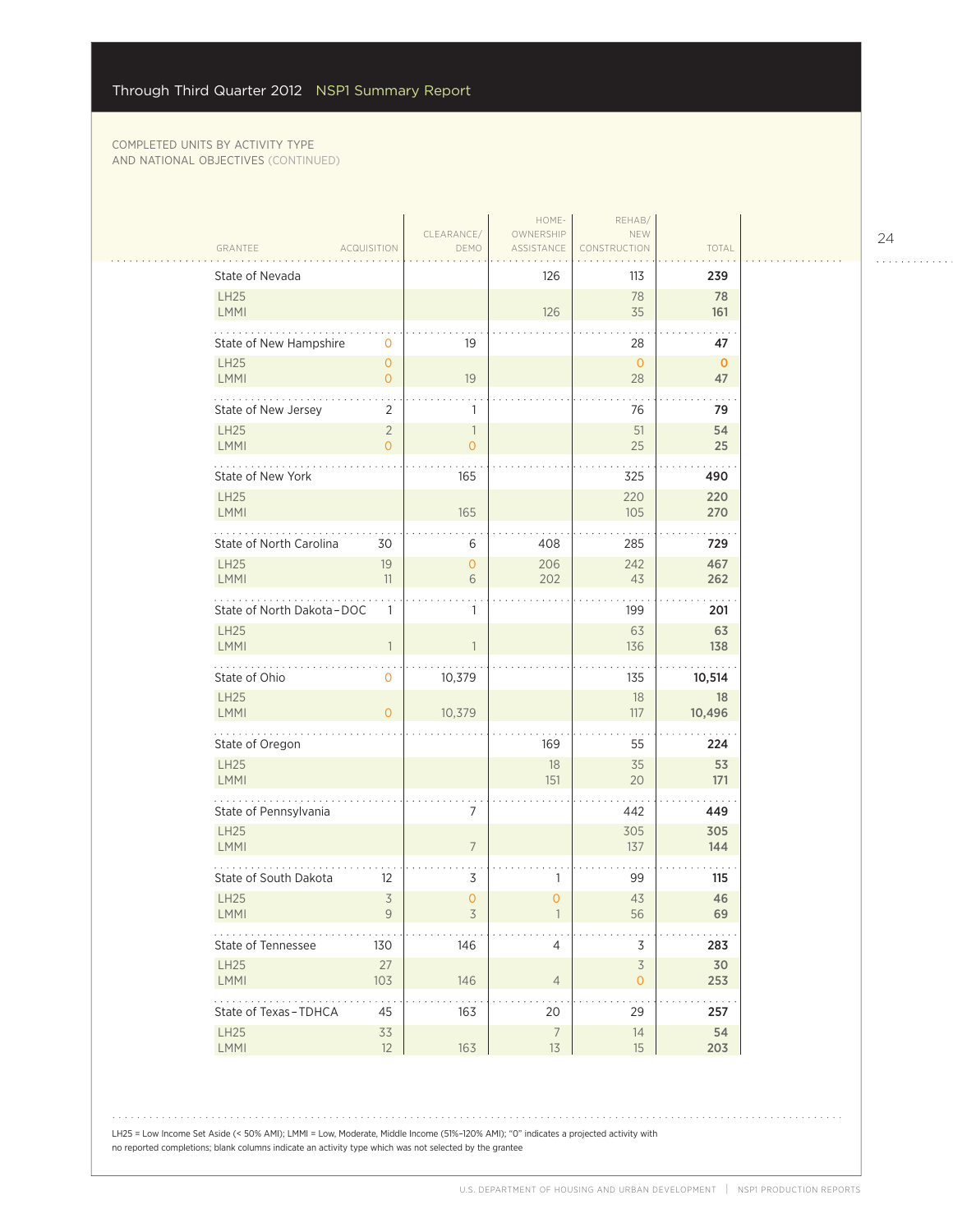COMPLETED UNITS BY ACTIVITY TYPE AND NATIONAL OBJECTIVES (CONTINUED)

| GRANTEE | ACQUISITION | CLEARANCE/ DEMO | HOME-OWNERSHIP ASSISTANCE | REHAB/ NEW CONSTRUCTION | TOTAL |
|---|---|---|---|---|---|
| **State of Nevada** | | | 126 | 113 | **239** |
| LH25 | | | | 78 | **78** |
| LMMI | | | 126 | 35 | **161** |
| **State of New Hampshire** | 0 | 19 | | 28 | **47** |
| LH25 | 0 | | | 0 | **0** |
| LMMI | 0 | 19 | | 28 | **47** |
| **State of New Jersey** | 2 | 1 | | 76 | **79** |
| LH25 | 2 | 1 | | 51 | **54** |
| LMMI | 0 | 0 | | 25 | **25** |
| **State of New York** | | 165 | | 325 | **490** |
| LH25 | | | | 220 | **220** |
| LMMI | | 165 | | 105 | **270** |
| **State of North Carolina** | 30 | 6 | 408 | 285 | **729** |
| LH25 | 19 | 0 | 206 | 242 | **467** |
| LMMI | 11 | 6 | 202 | 43 | **262** |
| **State of North Dakota – DOC** | 1 | 1 | | 199 | **201** |
| LH25 | | | | 63 | **63** |
| LMMI | 1 | 1 | | 136 | **138** |
| **State of Ohio** | 0 | 10,379 | | 135 | **10,514** |
| LH25 | | | | 18 | **18** |
| LMMI | 0 | 10,379 | | 117 | **10,496** |
| **State of Oregon** | | | 169 | 55 | **224** |
| LH25 | | | 18 | 35 | **53** |
| LMMI | | | 151 | 20 | **171** |
| **State of Pennsylvania** | | 7 | | 442 | **449** |
| LH25 | | | | 305 | **305** |
| LMMI | | 7 | | 137 | **144** |
| **State of South Dakota** | 12 | 3 | 1 | 99 | **115** |
| LH25 | 3 | 0 | 0 | 43 | **46** |
| LMMI | 9 | 3 | 1 | 56 | **69** |
| **State of Tennessee** | 130 | 146 | 4 | 3 | **283** |
| LH25 | 27 | | | 3 | **30** |
| LMMI | 103 | 146 | 4 | 0 | **253** |
| **State of Texas – TDHCA** | 45 | 163 | 20 | 29 | **257** |
| LH25 | 33 | | 7 | 14 | **54** |
| LMMI | 12 | 163 | 13 | 15 | **203** |

LH25 = Low Income Set Aside (< 50% AMI); LMMI = Low, Moderate, Middle Income (51%–120% AMI); "0" indicates a projected activity with no reported completions; blank columns indicate an activity type which was not selected by the grantee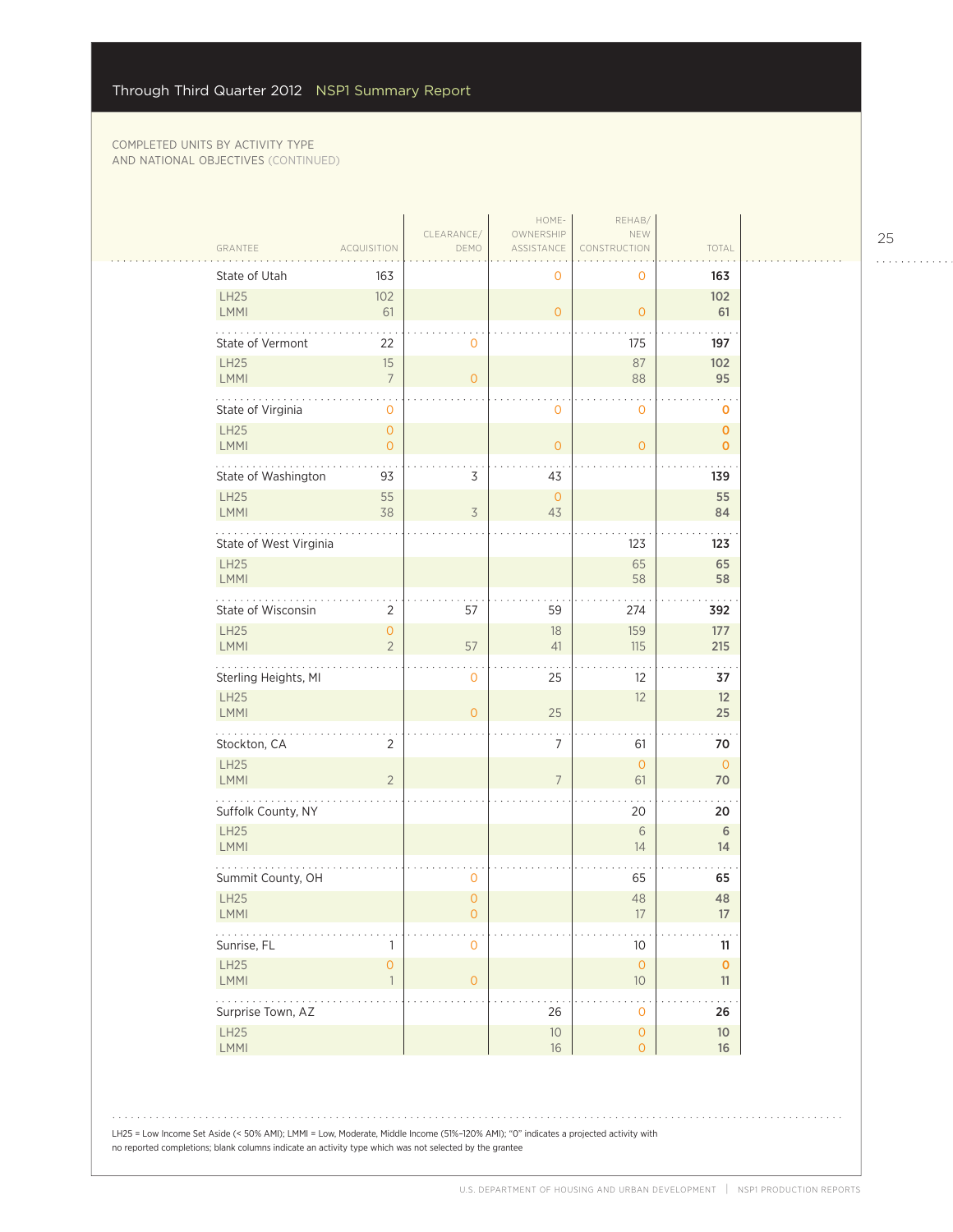COMPLETED UNITS BY ACTIVITY TYPE AND NATIONAL OBJECTIVES (CONTINUED)

| GRANTEE | ACQUISITION | CLEARANCE/ DEMO | HOME-OWNERSHIP ASSISTANCE | REHAB/ NEW CONSTRUCTION | TOTAL |
|---|---|---|---|---|---|
| **State of Utah** | 163 | | 0 | 0 | **163** |
| LH25 | 102 | | | | **102** |
| LMMI | 61 | | 0 | 0 | **61** |
| **State of Vermont** | 22 | 0 | | 175 | **197** |
| LH25 | 15 | | | 87 | **102** |
| LMMI | 7 | 0 | | 88 | **95** |
| **State of Virginia** | 0 | | 0 | 0 | **0** |
| LH25 | 0 | | | | **0** |
| LMMI | 0 | | 0 | 0 | **0** |
| **State of Washington** | 93 | 3 | 43 | | **139** |
| LH25 | 55 | | 0 | | **55** |
| LMMI | 38 | 3 | 43 | | **84** |
| **State of West Virginia** | | | | 123 | **123** |
| LH25 | | | | 65 | **65** |
| LMMI | | | | 58 | **58** |
| **State of Wisconsin** | 2 | 57 | 59 | 274 | **392** |
| LH25 | 0 | | 18 | 159 | **177** |
| LMMI | 2 | 57 | 41 | 115 | **215** |
| **Sterling Heights, MI** | | 0 | 25 | 12 | **37** |
| LH25 | | | | 12 | **12** |
| LMMI | | 0 | 25 | | **25** |
| **Stockton, CA** | 2 | | 7 | 61 | **70** |
| LH25 | | | | 0 | **0** |
| LMMI | 2 | | 7 | 61 | **70** |
| **Suffolk County, NY** | | | | 20 | **20** |
| LH25 | | | | 6 | **6** |
| LMMI | | | | 14 | **14** |
| **Summit County, OH** | | 0 | | 65 | **65** |
| LH25 | | 0 | | 48 | **48** |
| LMMI | | 0 | | 17 | **17** |
| **Sunrise, FL** | 1 | 0 | | 10 | **11** |
| LH25 | 0 | | | 0 | **0** |
| LMMI | 1 | 0 | | 10 | **11** |
| **Surprise Town, AZ** | | | 26 | 0 | **26** |
| LH25 | | | 10 | 0 | **10** |
| LMMI | | | 16 | 0 | **16** |

LH25 = Low Income Set Aside (< 50% AMI); LMMI = Low, Moderate, Middle Income (51%–120% AMI); "0" indicates a projected activity with no reported completions; blank columns indicate an activity type which was not selected by the grantee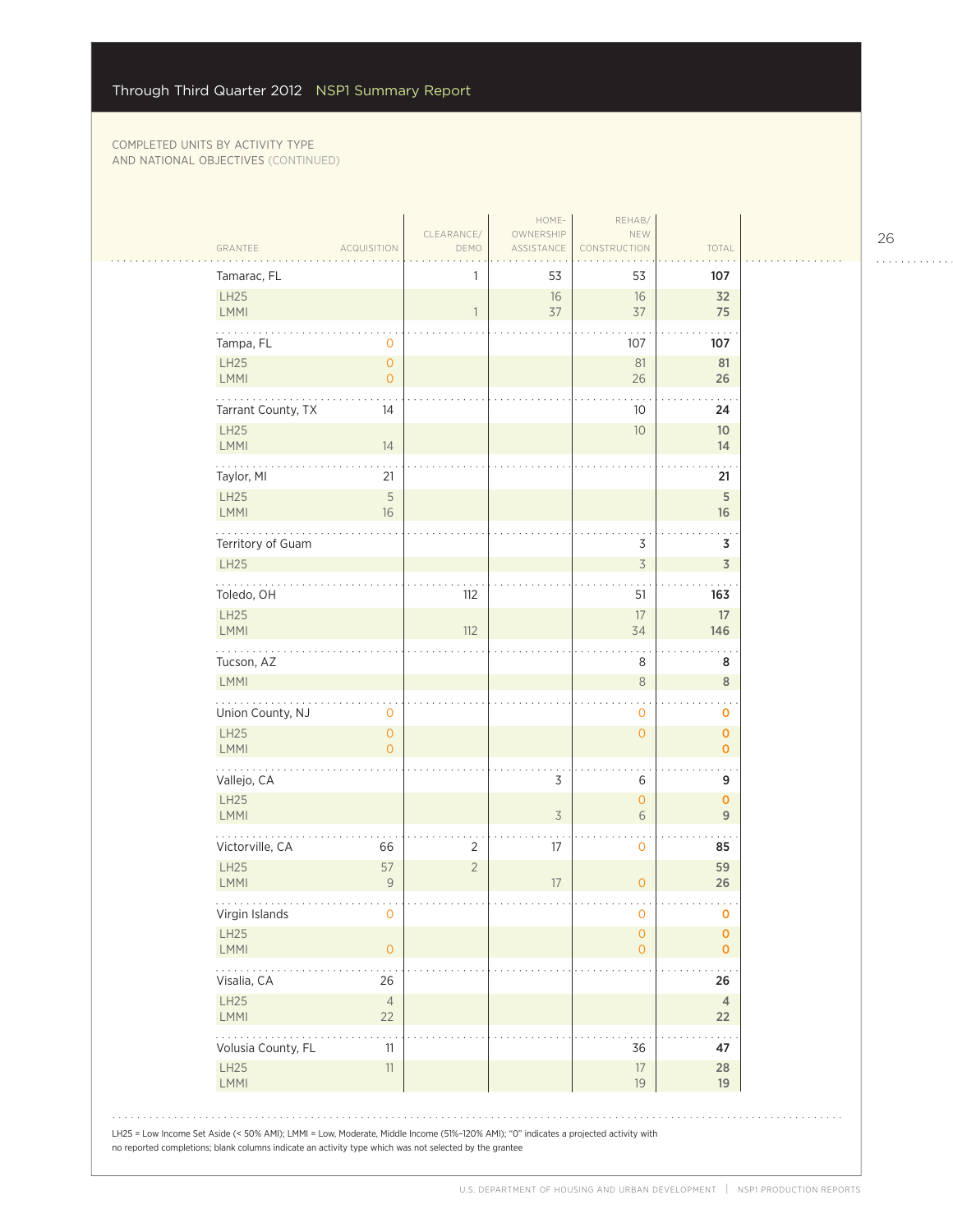COMPLETED UNITS BY ACTIVITY TYPE AND NATIONAL OBJECTIVES (CONTINUED)

| GRANTEE | ACQUISITION | CLEARANCE/ DEMO | HOME-OWNERSHIP ASSISTANCE | REHAB/ NEW CONSTRUCTION | TOTAL |
|---|---|---|---|---|---|
| Tamarac, FL | | 1 | 53 | 53 | **107** |
| LH25 | | | 16 | 16 | **32** |
| LMMI | | 1 | 37 | 37 | **75** |
| Tampa, FL | 0 | | | 107 | **107** |
| LH25 | 0 | | | 81 | **81** |
| LMMI | 0 | | | 26 | **26** |
| Tarrant County, TX | 14 | | | 10 | **24** |
| LH25 | | | | 10 | **10** |
| LMMI | 14 | | | | **14** |
| Taylor, MI | 21 | | | | **21** |
| LH25 | 5 | | | | **5** |
| LMMI | 16 | | | | **16** |
| Territory of Guam | | | | 3 | **3** |
| LH25 | | | | 3 | **3** |
| Toledo, OH | | 112 | | 51 | **163** |
| LH25 | | | | 17 | **17** |
| LMMI | | 112 | | 34 | **146** |
| Tucson, AZ | | | | 8 | **8** |
| LMMI | | | | 8 | **8** |
| Union County, NJ | 0 | | | 0 | **0** |
| LH25 | 0 | | | 0 | **0** |
| LMMI | 0 | | | | **0** |
| Vallejo, CA | | | 3 | 6 | **9** |
| LH25 | | | | 0 | **0** |
| LMMI | | | 3 | 6 | **9** |
| Victorville, CA | 66 | 2 | 17 | 0 | **85** |
| LH25 | 57 | 2 | | | **59** |
| LMMI | 9 | | 17 | 0 | **26** |
| Virgin Islands | 0 | | | 0 | **0** |
| LH25 | | | | 0 | **0** |
| LMMI | 0 | | | 0 | **0** |
| Visalia, CA | 26 | | | | **26** |
| LH25 | 4 | | | | **4** |
| LMMI | 22 | | | | **22** |
| Volusia County, FL | 11 | | | 36 | **47** |
| LH25 | 11 | | | 17 | **28** |
| LMMI | | | | 19 | **19** |

LH25 = Low Income Set Aside (< 50% AMI); LMMI = Low, Moderate, Middle Income (51%–120% AMI); "0" indicates a projected activity with no reported completions; blank columns indicate an activity type which was not selected by the grantee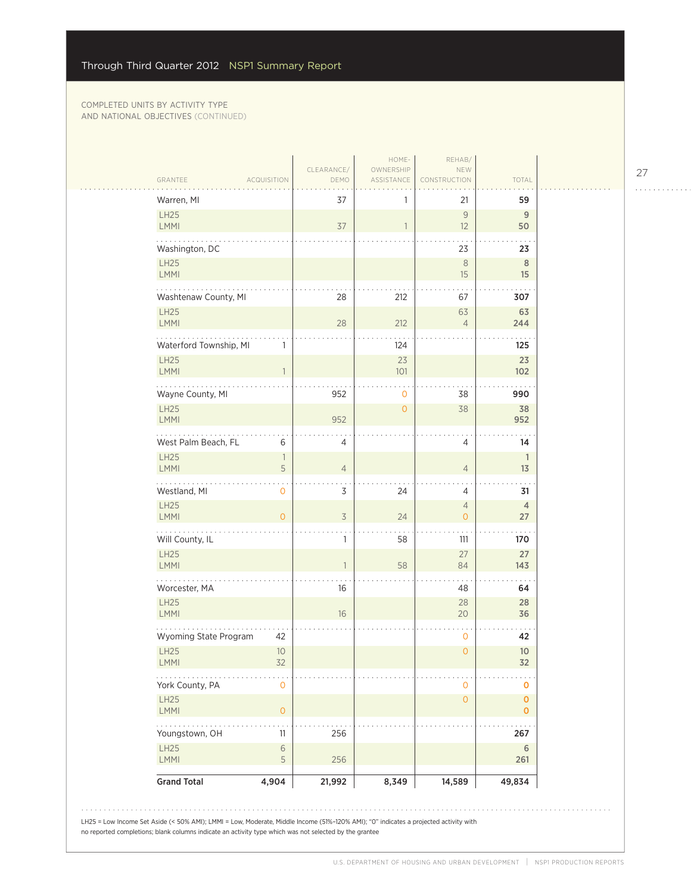Through Third Quarter 2012 NSP1 Summary Report

COMPLETED UNITS BY ACTIVITY TYPE AND NATIONAL OBJECTIVES (CONTINUED)

| GRANTEE | ACQUISITION | CLEARANCE/ DEMO | HOME-OWNERSHIP ASSISTANCE | REHAB/ NEW CONSTRUCTION | TOTAL |
|---|---|---|---|---|---|
| Warren, MI | | 37 | 1 | 21 | **59** |
| LH25 | | | | 9 | **9** |
| LMMI | | 37 | 1 | 12 | **50** |
| Washington, DC | | | | 23 | **23** |
| LH25 | | | | 8 | **8** |
| LMMI | | | | 15 | **15** |
| Washtenaw County, MI | | 28 | 212 | 67 | **307** |
| LH25 | | | | 63 | **63** |
| LMMI | | 28 | 212 | 4 | **244** |
| Waterford Township, MI | 1 | | 124 | | **125** |
| LH25 | | | 23 | | **23** |
| LMMI | 1 | | 101 | | **102** |
| Wayne County, MI | | 952 | 0 | 38 | **990** |
| LH25 | | | 0 | 38 | **38** |
| LMMI | | 952 | | | **952** |
| West Palm Beach, FL | 6 | 4 | | 4 | **14** |
| LH25 | 1 | | | | **1** |
| LMMI | 5 | 4 | | 4 | **13** |
| Westland, MI | 0 | 3 | 24 | 4 | **31** |
| LH25 | | | | 4 | **4** |
| LMMI | 0 | 3 | 24 | 0 | **27** |
| Will County, IL | | 1 | 58 | 111 | **170** |
| LH25 | | | | 27 | **27** |
| LMMI | | 1 | 58 | 84 | **143** |
| Worcester, MA | | 16 | | 48 | **64** |
| LH25 | | | | 28 | **28** |
| LMMI | | 16 | | 20 | **36** |
| Wyoming State Program | 42 | | | 0 | **42** |
| LH25 | 10 | | | 0 | **10** |
| LMMI | 32 | | | | **32** |
| York County, PA | 0 | | | 0 | **0** |
| LH25 | | | | 0 | **0** |
| LMMI | 0 | | | | **0** |
| Youngstown, OH | 11 | 256 | | | **267** |
| LH25 | 6 | | | | **6** |
| LMMI | 5 | 256 | | | **261** |
| **Grand Total** | **4,904** | **21,992** | **8,349** | **14,589** | **49,834** |

LH25 = Low Income Set Aside (< 50% AMI); LMMI = Low, Moderate, Middle Income (51%–120% AMI); "0" indicates a projected activity with no reported completions; blank columns indicate an activity type which was not selected by the grantee